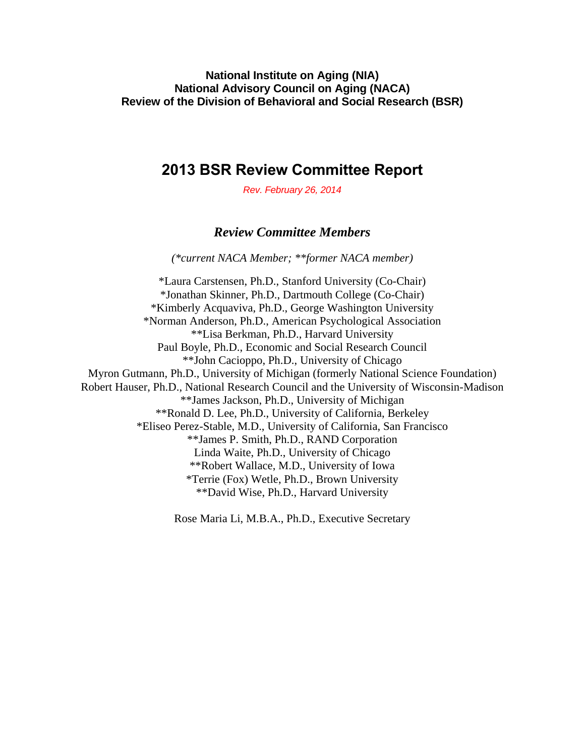**National Institute on Aging (NIA)**
**National Advisory Council on Aging (NACA)**
**Review of the Division of Behavioral and Social Research (BSR)**

# 2013 BSR Review Committee Report

*Rev. February 26, 2014*

## *Review Committee Members*

*(*current NACA Member; **former NACA member)*

*Laura Carstensen, Ph.D., Stanford University (Co-Chair)
*Jonathan Skinner, Ph.D., Dartmouth College (Co-Chair)
*Kimberly Acquaviva, Ph.D., George Washington University
*Norman Anderson, Ph.D., American Psychological Association
**Lisa Berkman, Ph.D., Harvard University
Paul Boyle, Ph.D., Economic and Social Research Council
**John Cacioppo, Ph.D., University of Chicago
Myron Gutmann, Ph.D., University of Michigan (formerly National Science Foundation)
Robert Hauser, Ph.D., National Research Council and the University of Wisconsin-Madison
**James Jackson, Ph.D., University of Michigan
**Ronald D. Lee, Ph.D., University of California, Berkeley
*Eliseo Perez-Stable, M.D., University of California, San Francisco
**James P. Smith, Ph.D., RAND Corporation
Linda Waite, Ph.D., University of Chicago
**Robert Wallace, M.D., University of Iowa
*Terrie (Fox) Wetle, Ph.D., Brown University
**David Wise, Ph.D., Harvard University

Rose Maria Li, M.B.A., Ph.D., Executive Secretary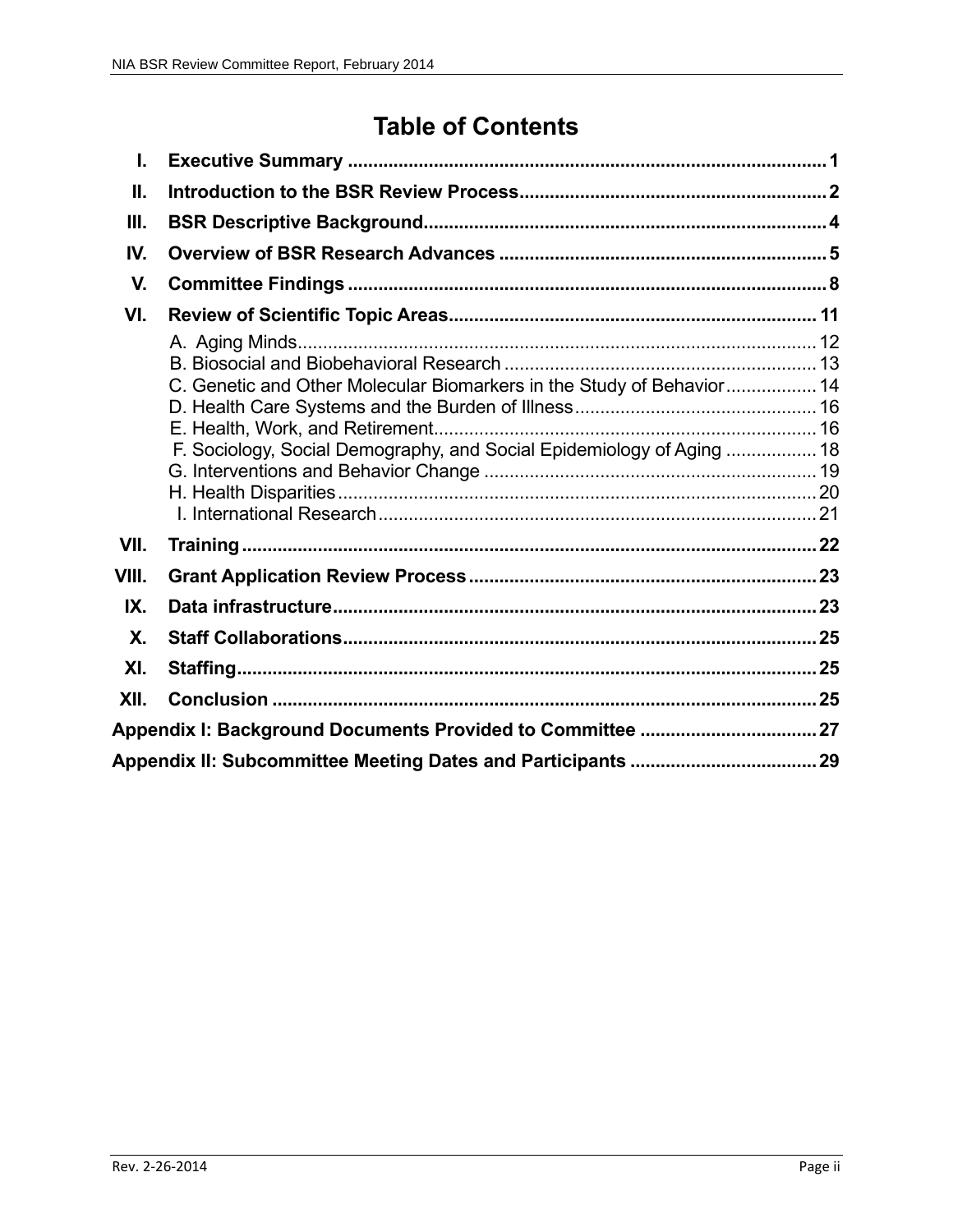# Table of Contents

| | | |
|---|---|---|
| **I.** | **Executive Summary** | **1** |
| **II.** | **Introduction to the BSR Review Process** | **2** |
| **III.** | **BSR Descriptive Background** | **4** |
| **IV.** | **Overview of BSR Research Advances** | **5** |
| **V.** | **Committee Findings** | **8** |
| **VI.** | **Review of Scientific Topic Areas** | **11** |
| | A. Aging Minds | 12 |
| | B. Biosocial and Biobehavioral Research | 13 |
| | C. Genetic and Other Molecular Biomarkers in the Study of Behavior | 14 |
| | D. Health Care Systems and the Burden of Illness | 16 |
| | E. Health, Work, and Retirement | 16 |
| | F. Sociology, Social Demography, and Social Epidemiology of Aging | 18 |
| | G. Interventions and Behavior Change | 19 |
| | H. Health Disparities | 20 |
| | I. International Research | 21 |
| **VII.** | **Training** | **22** |
| **VIII.** | **Grant Application Review Process** | **23** |
| **IX.** | **Data infrastructure** | **23** |
| **X.** | **Staff Collaborations** | **25** |
| **XI.** | **Staffing** | **25** |
| **XII.** | **Conclusion** | **25** |
| | **Appendix I: Background Documents Provided to Committee** | **27** |
| | **Appendix II: Subcommittee Meeting Dates and Participants** | **29** |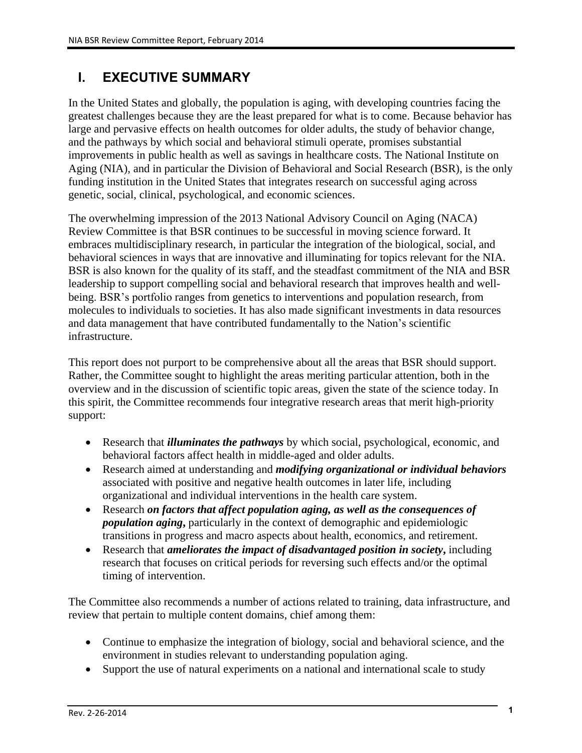# I. EXECUTIVE SUMMARY

In the United States and globally, the population is aging, with developing countries facing the greatest challenges because they are the least prepared for what is to come. Because behavior has large and pervasive effects on health outcomes for older adults, the study of behavior change, and the pathways by which social and behavioral stimuli operate, promises substantial improvements in public health as well as savings in healthcare costs. The National Institute on Aging (NIA), and in particular the Division of Behavioral and Social Research (BSR), is the only funding institution in the United States that integrates research on successful aging across genetic, social, clinical, psychological, and economic sciences.

The overwhelming impression of the 2013 National Advisory Council on Aging (NACA) Review Committee is that BSR continues to be successful in moving science forward. It embraces multidisciplinary research, in particular the integration of the biological, social, and behavioral sciences in ways that are innovative and illuminating for topics relevant for the NIA. BSR is also known for the quality of its staff, and the steadfast commitment of the NIA and BSR leadership to support compelling social and behavioral research that improves health and well-being. BSR's portfolio ranges from genetics to interventions and population research, from molecules to individuals to societies. It has also made significant investments in data resources and data management that have contributed fundamentally to the Nation's scientific infrastructure.

This report does not purport to be comprehensive about all the areas that BSR should support. Rather, the Committee sought to highlight the areas meriting particular attention, both in the overview and in the discussion of scientific topic areas, given the state of the science today. In this spirit, the Committee recommends four integrative research areas that merit high-priority support:

- Research that ***illuminates the pathways*** by which social, psychological, economic, and behavioral factors affect health in middle-aged and older adults.
- Research aimed at understanding and ***modifying organizational or individual behaviors*** associated with positive and negative health outcomes in later life, including organizational and individual interventions in the health care system.
- Research ***on factors that affect population aging, as well as the consequences of population aging,*** particularly in the context of demographic and epidemiologic transitions in progress and macro aspects about health, economics, and retirement.
- Research that ***ameliorates the impact of disadvantaged position in society,*** including research that focuses on critical periods for reversing such effects and/or the optimal timing of intervention.

The Committee also recommends a number of actions related to training, data infrastructure, and review that pertain to multiple content domains, chief among them:

- Continue to emphasize the integration of biology, social and behavioral science, and the environment in studies relevant to understanding population aging.
- Support the use of natural experiments on a national and international scale to study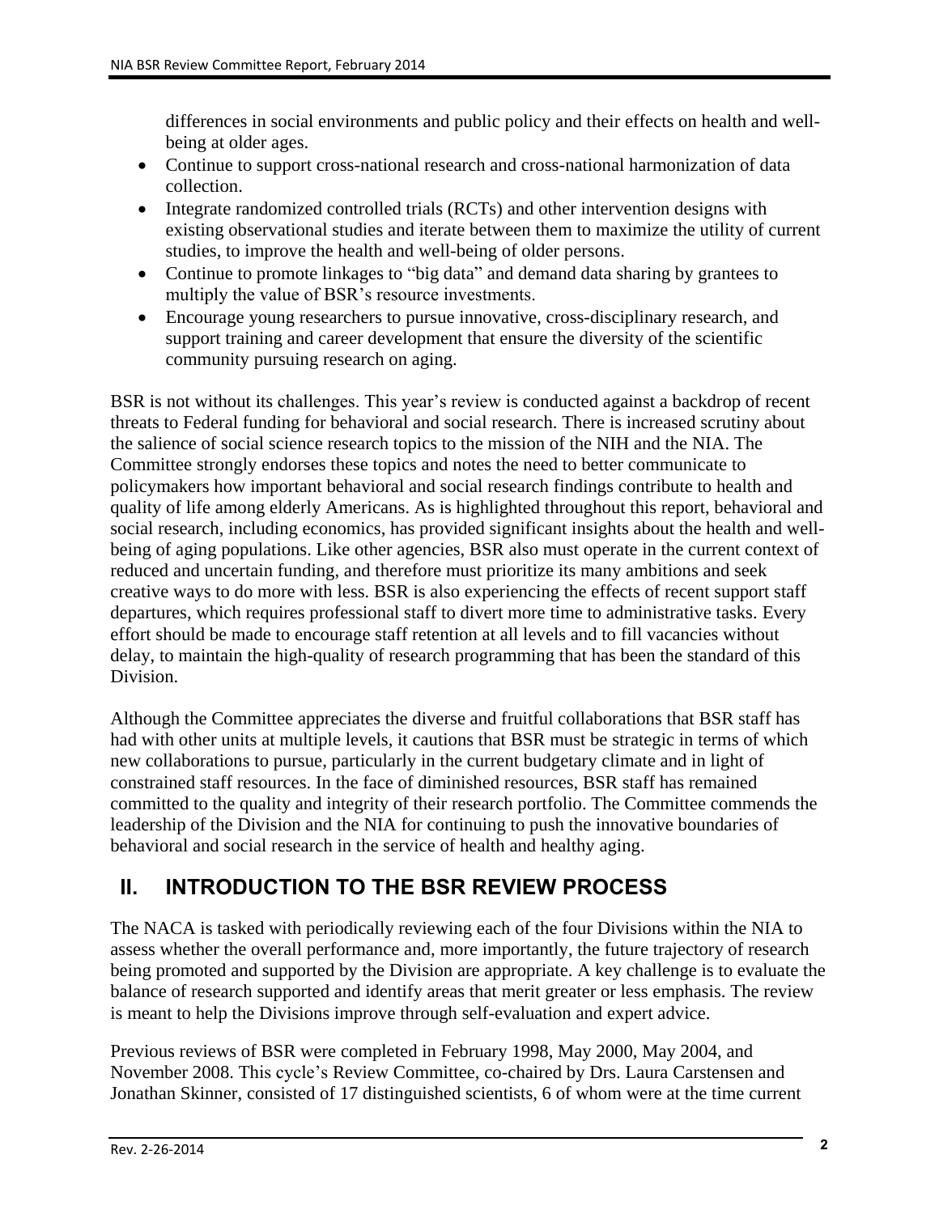differences in social environments and public policy and their effects on health and well-being at older ages.

- Continue to support cross-national research and cross-national harmonization of data collection.
- Integrate randomized controlled trials (RCTs) and other intervention designs with existing observational studies and iterate between them to maximize the utility of current studies, to improve the health and well-being of older persons.
- Continue to promote linkages to “big data” and demand data sharing by grantees to multiply the value of BSR’s resource investments.
- Encourage young researchers to pursue innovative, cross-disciplinary research, and support training and career development that ensure the diversity of the scientific community pursuing research on aging.

BSR is not without its challenges. This year’s review is conducted against a backdrop of recent threats to Federal funding for behavioral and social research. There is increased scrutiny about the salience of social science research topics to the mission of the NIH and the NIA. The Committee strongly endorses these topics and notes the need to better communicate to policymakers how important behavioral and social research findings contribute to health and quality of life among elderly Americans. As is highlighted throughout this report, behavioral and social research, including economics, has provided significant insights about the health and well-being of aging populations. Like other agencies, BSR also must operate in the current context of reduced and uncertain funding, and therefore must prioritize its many ambitions and seek creative ways to do more with less. BSR is also experiencing the effects of recent support staff departures, which requires professional staff to divert more time to administrative tasks. Every effort should be made to encourage staff retention at all levels and to fill vacancies without delay, to maintain the high-quality of research programming that has been the standard of this Division.

Although the Committee appreciates the diverse and fruitful collaborations that BSR staff has had with other units at multiple levels, it cautions that BSR must be strategic in terms of which new collaborations to pursue, particularly in the current budgetary climate and in light of constrained staff resources. In the face of diminished resources, BSR staff has remained committed to the quality and integrity of their research portfolio. The Committee commends the leadership of the Division and the NIA for continuing to push the innovative boundaries of behavioral and social research in the service of health and healthy aging.

# II. INTRODUCTION TO THE BSR REVIEW PROCESS

The NACA is tasked with periodically reviewing each of the four Divisions within the NIA to assess whether the overall performance and, more importantly, the future trajectory of research being promoted and supported by the Division are appropriate. A key challenge is to evaluate the balance of research supported and identify areas that merit greater or less emphasis. The review is meant to help the Divisions improve through self-evaluation and expert advice.

Previous reviews of BSR were completed in February 1998, May 2000, May 2004, and November 2008. This cycle’s Review Committee, co-chaired by Drs. Laura Carstensen and Jonathan Skinner, consisted of 17 distinguished scientists, 6 of whom were at the time current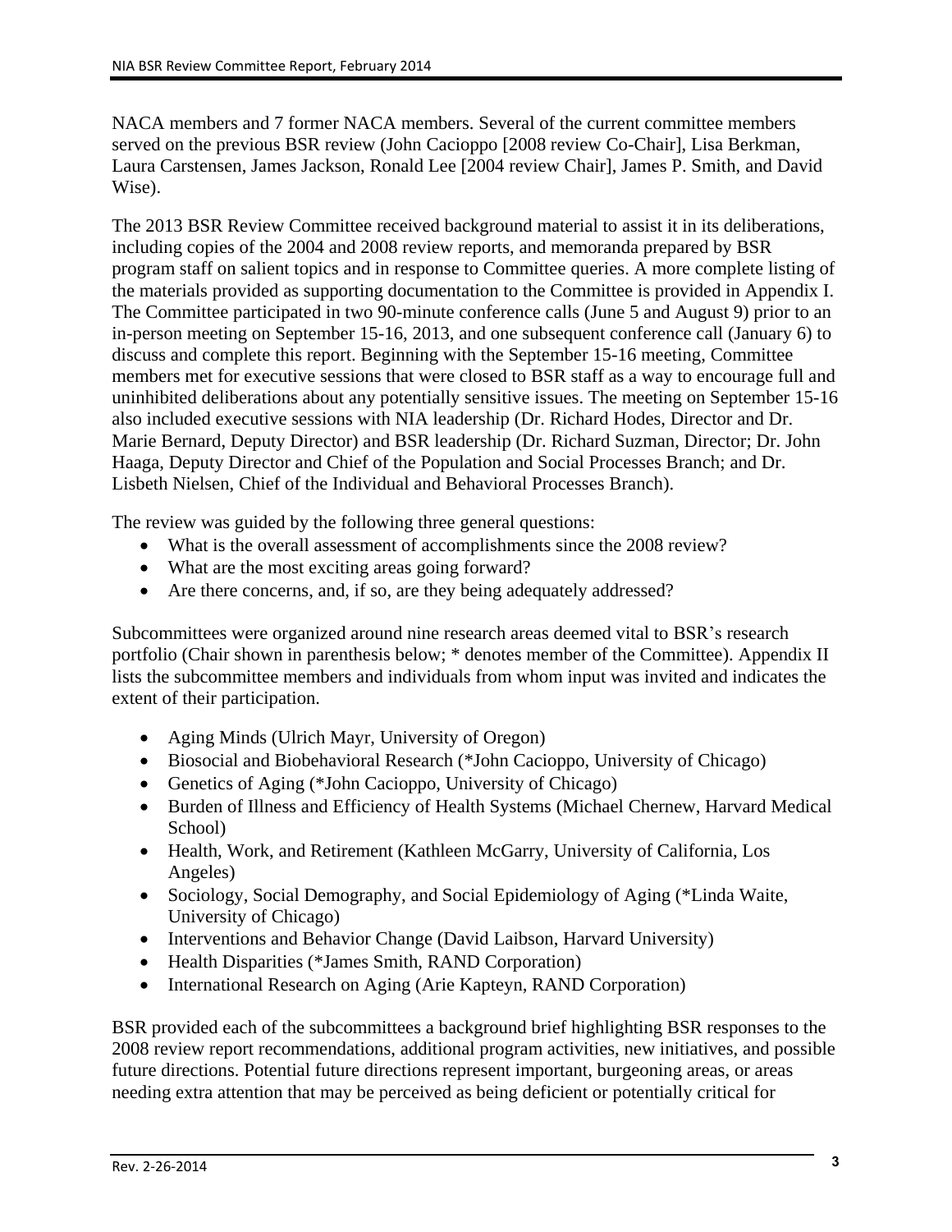NACA members and 7 former NACA members. Several of the current committee members served on the previous BSR review (John Cacioppo [2008 review Co-Chair], Lisa Berkman, Laura Carstensen, James Jackson, Ronald Lee [2004 review Chair], James P. Smith, and David Wise).

The 2013 BSR Review Committee received background material to assist it in its deliberations, including copies of the 2004 and 2008 review reports, and memoranda prepared by BSR program staff on salient topics and in response to Committee queries. A more complete listing of the materials provided as supporting documentation to the Committee is provided in Appendix I. The Committee participated in two 90-minute conference calls (June 5 and August 9) prior to an in-person meeting on September 15-16, 2013, and one subsequent conference call (January 6) to discuss and complete this report. Beginning with the September 15-16 meeting, Committee members met for executive sessions that were closed to BSR staff as a way to encourage full and uninhibited deliberations about any potentially sensitive issues. The meeting on September 15-16 also included executive sessions with NIA leadership (Dr. Richard Hodes, Director and Dr. Marie Bernard, Deputy Director) and BSR leadership (Dr. Richard Suzman, Director; Dr. John Haaga, Deputy Director and Chief of the Population and Social Processes Branch; and Dr. Lisbeth Nielsen, Chief of the Individual and Behavioral Processes Branch).

The review was guided by the following three general questions:

- What is the overall assessment of accomplishments since the 2008 review?
- What are the most exciting areas going forward?
- Are there concerns, and, if so, are they being adequately addressed?

Subcommittees were organized around nine research areas deemed vital to BSR's research portfolio (Chair shown in parenthesis below; * denotes member of the Committee). Appendix II lists the subcommittee members and individuals from whom input was invited and indicates the extent of their participation.

- Aging Minds (Ulrich Mayr, University of Oregon)
- Biosocial and Biobehavioral Research (*John Cacioppo, University of Chicago)
- Genetics of Aging (*John Cacioppo, University of Chicago)
- Burden of Illness and Efficiency of Health Systems (Michael Chernew, Harvard Medical School)
- Health, Work, and Retirement (Kathleen McGarry, University of California, Los Angeles)
- Sociology, Social Demography, and Social Epidemiology of Aging (*Linda Waite, University of Chicago)
- Interventions and Behavior Change (David Laibson, Harvard University)
- Health Disparities (*James Smith, RAND Corporation)
- International Research on Aging (Arie Kapteyn, RAND Corporation)

BSR provided each of the subcommittees a background brief highlighting BSR responses to the 2008 review report recommendations, additional program activities, new initiatives, and possible future directions. Potential future directions represent important, burgeoning areas, or areas needing extra attention that may be perceived as being deficient or potentially critical for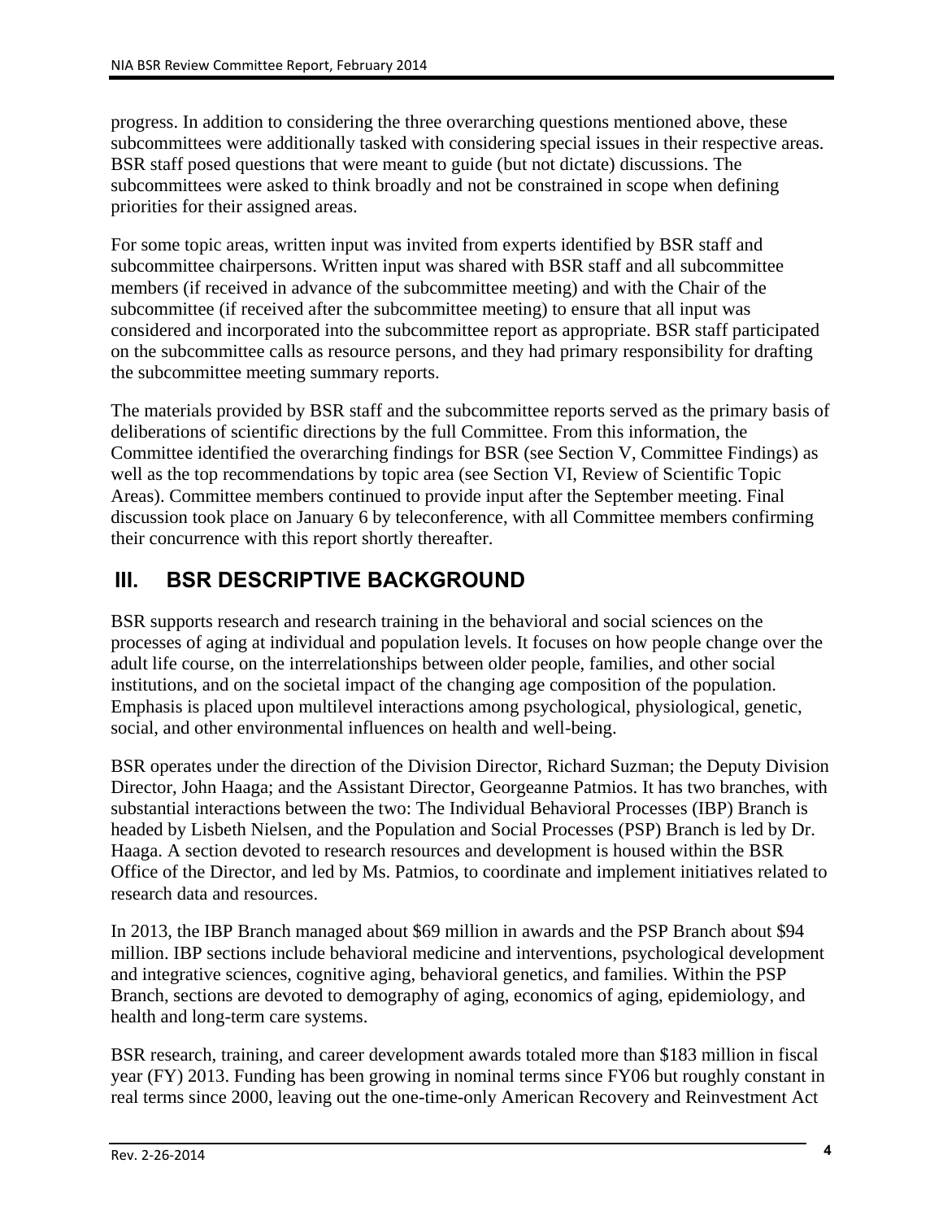progress. In addition to considering the three overarching questions mentioned above, these subcommittees were additionally tasked with considering special issues in their respective areas. BSR staff posed questions that were meant to guide (but not dictate) discussions. The subcommittees were asked to think broadly and not be constrained in scope when defining priorities for their assigned areas.

For some topic areas, written input was invited from experts identified by BSR staff and subcommittee chairpersons. Written input was shared with BSR staff and all subcommittee members (if received in advance of the subcommittee meeting) and with the Chair of the subcommittee (if received after the subcommittee meeting) to ensure that all input was considered and incorporated into the subcommittee report as appropriate. BSR staff participated on the subcommittee calls as resource persons, and they had primary responsibility for drafting the subcommittee meeting summary reports.

The materials provided by BSR staff and the subcommittee reports served as the primary basis of deliberations of scientific directions by the full Committee. From this information, the Committee identified the overarching findings for BSR (see Section V, Committee Findings) as well as the top recommendations by topic area (see Section VI, Review of Scientific Topic Areas). Committee members continued to provide input after the September meeting. Final discussion took place on January 6 by teleconference, with all Committee members confirming their concurrence with this report shortly thereafter.

## III. BSR DESCRIPTIVE BACKGROUND

BSR supports research and research training in the behavioral and social sciences on the processes of aging at individual and population levels. It focuses on how people change over the adult life course, on the interrelationships between older people, families, and other social institutions, and on the societal impact of the changing age composition of the population. Emphasis is placed upon multilevel interactions among psychological, physiological, genetic, social, and other environmental influences on health and well-being.

BSR operates under the direction of the Division Director, Richard Suzman; the Deputy Division Director, John Haaga; and the Assistant Director, Georgeanne Patmios. It has two branches, with substantial interactions between the two: The Individual Behavioral Processes (IBP) Branch is headed by Lisbeth Nielsen, and the Population and Social Processes (PSP) Branch is led by Dr. Haaga. A section devoted to research resources and development is housed within the BSR Office of the Director, and led by Ms. Patmios, to coordinate and implement initiatives related to research data and resources.

In 2013, the IBP Branch managed about $69 million in awards and the PSP Branch about $94 million. IBP sections include behavioral medicine and interventions, psychological development and integrative sciences, cognitive aging, behavioral genetics, and families. Within the PSP Branch, sections are devoted to demography of aging, economics of aging, epidemiology, and health and long-term care systems.

BSR research, training, and career development awards totaled more than $183 million in fiscal year (FY) 2013. Funding has been growing in nominal terms since FY06 but roughly constant in real terms since 2000, leaving out the one-time-only American Recovery and Reinvestment Act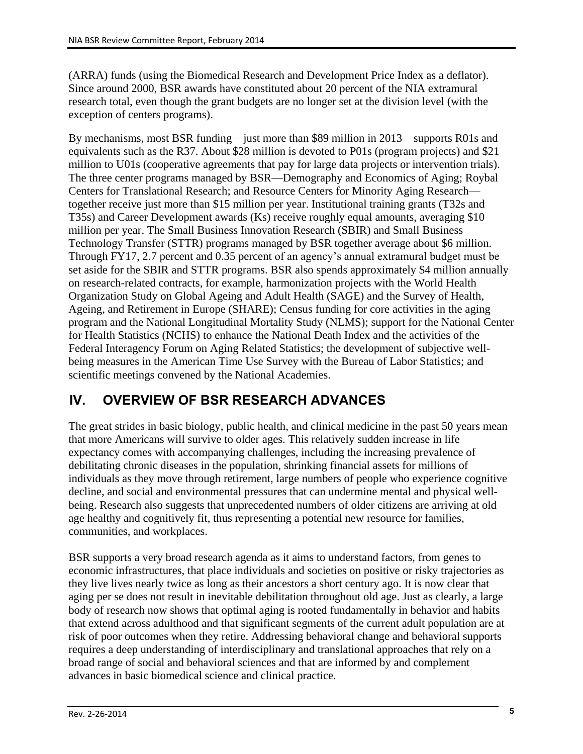(ARRA) funds (using the Biomedical Research and Development Price Index as a deflator). Since around 2000, BSR awards have constituted about 20 percent of the NIA extramural research total, even though the grant budgets are no longer set at the division level (with the exception of centers programs).

By mechanisms, most BSR funding—just more than $89 million in 2013—supports R01s and equivalents such as the R37. About $28 million is devoted to P01s (program projects) and $21 million to U01s (cooperative agreements that pay for large data projects or intervention trials). The three center programs managed by BSR—Demography and Economics of Aging; Roybal Centers for Translational Research; and Resource Centers for Minority Aging Research—together receive just more than $15 million per year. Institutional training grants (T32s and T35s) and Career Development awards (Ks) receive roughly equal amounts, averaging $10 million per year. The Small Business Innovation Research (SBIR) and Small Business Technology Transfer (STTR) programs managed by BSR together average about $6 million. Through FY17, 2.7 percent and 0.35 percent of an agency's annual extramural budget must be set aside for the SBIR and STTR programs. BSR also spends approximately $4 million annually on research-related contracts, for example, harmonization projects with the World Health Organization Study on Global Ageing and Adult Health (SAGE) and the Survey of Health, Ageing, and Retirement in Europe (SHARE); Census funding for core activities in the aging program and the National Longitudinal Mortality Study (NLMS); support for the National Center for Health Statistics (NCHS) to enhance the National Death Index and the activities of the Federal Interagency Forum on Aging Related Statistics; the development of subjective well-being measures in the American Time Use Survey with the Bureau of Labor Statistics; and scientific meetings convened by the National Academies.

# IV. OVERVIEW OF BSR RESEARCH ADVANCES

The great strides in basic biology, public health, and clinical medicine in the past 50 years mean that more Americans will survive to older ages. This relatively sudden increase in life expectancy comes with accompanying challenges, including the increasing prevalence of debilitating chronic diseases in the population, shrinking financial assets for millions of individuals as they move through retirement, large numbers of people who experience cognitive decline, and social and environmental pressures that can undermine mental and physical well-being. Research also suggests that unprecedented numbers of older citizens are arriving at old age healthy and cognitively fit, thus representing a potential new resource for families, communities, and workplaces.

BSR supports a very broad research agenda as it aims to understand factors, from genes to economic infrastructures, that place individuals and societies on positive or risky trajectories as they live lives nearly twice as long as their ancestors a short century ago. It is now clear that aging per se does not result in inevitable debilitation throughout old age. Just as clearly, a large body of research now shows that optimal aging is rooted fundamentally in behavior and habits that extend across adulthood and that significant segments of the current adult population are at risk of poor outcomes when they retire. Addressing behavioral change and behavioral supports requires a deep understanding of interdisciplinary and translational approaches that rely on a broad range of social and behavioral sciences and that are informed by and complement advances in basic biomedical science and clinical practice.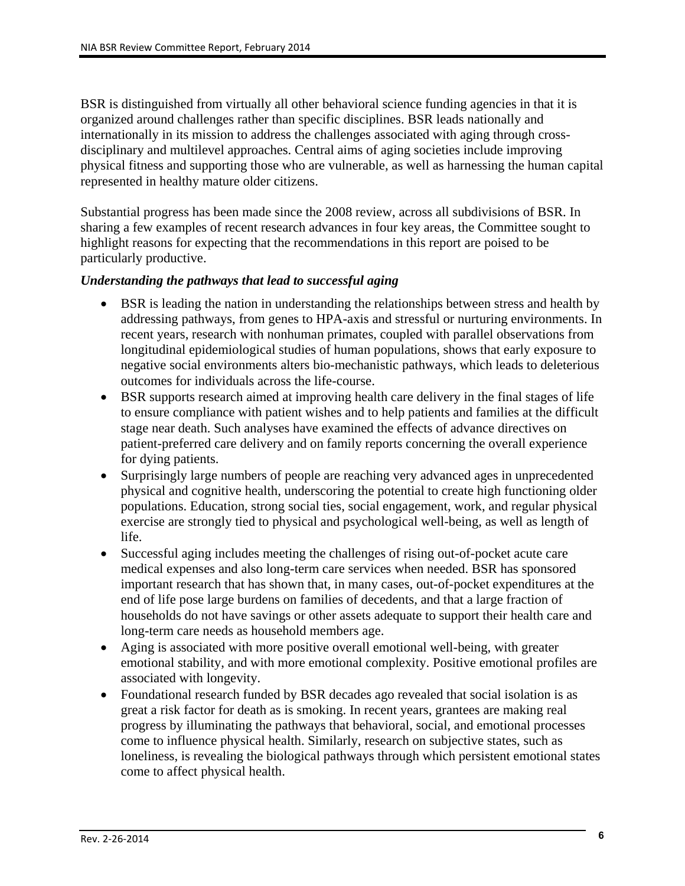BSR is distinguished from virtually all other behavioral science funding agencies in that it is organized around challenges rather than specific disciplines. BSR leads nationally and internationally in its mission to address the challenges associated with aging through cross-disciplinary and multilevel approaches. Central aims of aging societies include improving physical fitness and supporting those who are vulnerable, as well as harnessing the human capital represented in healthy mature older citizens.

Substantial progress has been made since the 2008 review, across all subdivisions of BSR. In sharing a few examples of recent research advances in four key areas, the Committee sought to highlight reasons for expecting that the recommendations in this report are poised to be particularly productive.

***Understanding the pathways that lead to successful aging***

- BSR is leading the nation in understanding the relationships between stress and health by addressing pathways, from genes to HPA-axis and stressful or nurturing environments. In recent years, research with nonhuman primates, coupled with parallel observations from longitudinal epidemiological studies of human populations, shows that early exposure to negative social environments alters bio-mechanistic pathways, which leads to deleterious outcomes for individuals across the life-course.
- BSR supports research aimed at improving health care delivery in the final stages of life to ensure compliance with patient wishes and to help patients and families at the difficult stage near death. Such analyses have examined the effects of advance directives on patient-preferred care delivery and on family reports concerning the overall experience for dying patients.
- Surprisingly large numbers of people are reaching very advanced ages in unprecedented physical and cognitive health, underscoring the potential to create high functioning older populations. Education, strong social ties, social engagement, work, and regular physical exercise are strongly tied to physical and psychological well-being, as well as length of life.
- Successful aging includes meeting the challenges of rising out-of-pocket acute care medical expenses and also long-term care services when needed. BSR has sponsored important research that has shown that, in many cases, out-of-pocket expenditures at the end of life pose large burdens on families of decedents, and that a large fraction of households do not have savings or other assets adequate to support their health care and long-term care needs as household members age.
- Aging is associated with more positive overall emotional well-being, with greater emotional stability, and with more emotional complexity. Positive emotional profiles are associated with longevity.
- Foundational research funded by BSR decades ago revealed that social isolation is as great a risk factor for death as is smoking. In recent years, grantees are making real progress by illuminating the pathways that behavioral, social, and emotional processes come to influence physical health. Similarly, research on subjective states, such as loneliness, is revealing the biological pathways through which persistent emotional states come to affect physical health.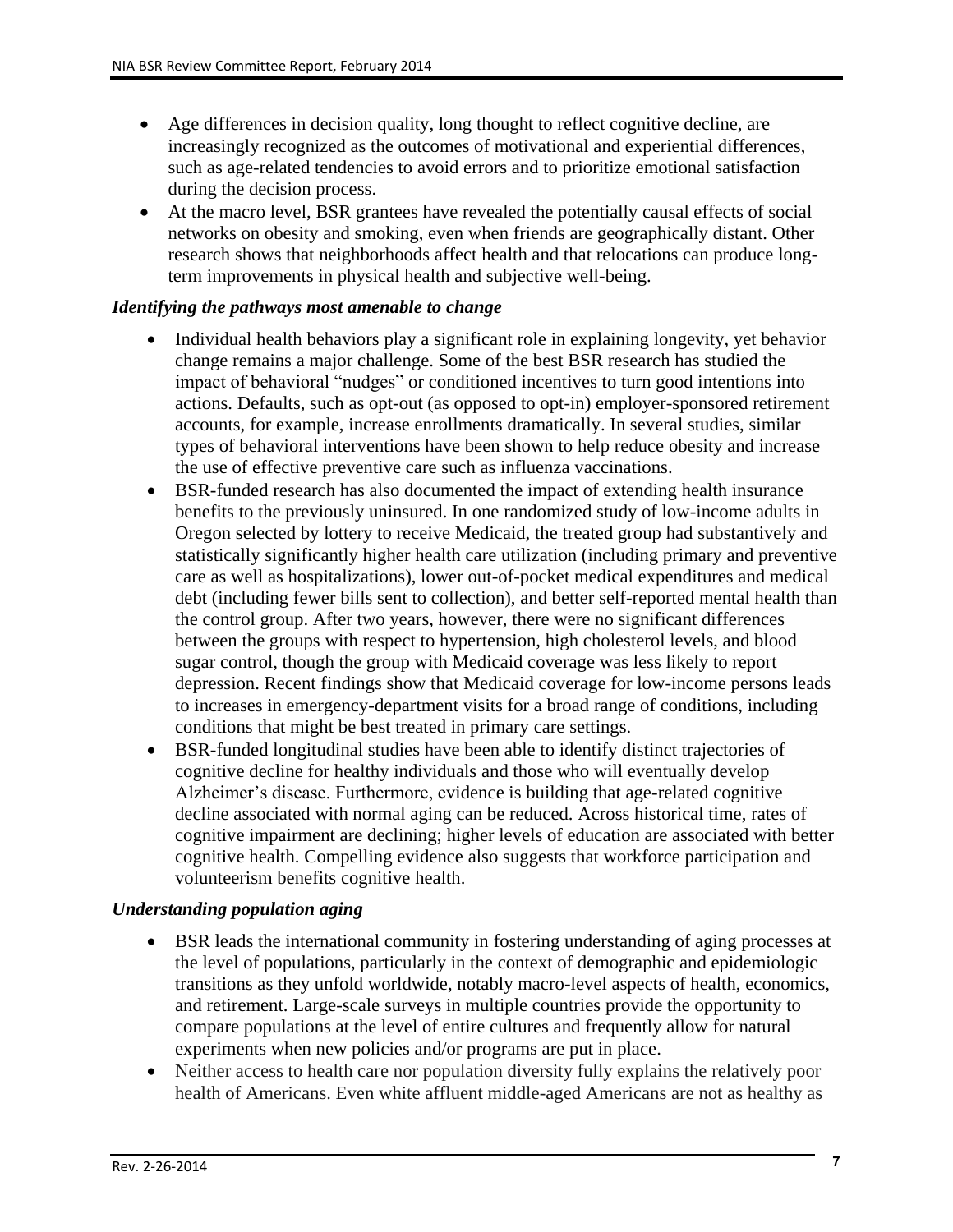- Age differences in decision quality, long thought to reflect cognitive decline, are increasingly recognized as the outcomes of motivational and experiential differences, such as age-related tendencies to avoid errors and to prioritize emotional satisfaction during the decision process.
- At the macro level, BSR grantees have revealed the potentially causal effects of social networks on obesity and smoking, even when friends are geographically distant. Other research shows that neighborhoods affect health and that relocations can produce long-term improvements in physical health and subjective well-being.

### *Identifying the pathways most amenable to change*

- Individual health behaviors play a significant role in explaining longevity, yet behavior change remains a major challenge. Some of the best BSR research has studied the impact of behavioral "nudges" or conditioned incentives to turn good intentions into actions. Defaults, such as opt-out (as opposed to opt-in) employer-sponsored retirement accounts, for example, increase enrollments dramatically. In several studies, similar types of behavioral interventions have been shown to help reduce obesity and increase the use of effective preventive care such as influenza vaccinations.
- BSR-funded research has also documented the impact of extending health insurance benefits to the previously uninsured. In one randomized study of low-income adults in Oregon selected by lottery to receive Medicaid, the treated group had substantively and statistically significantly higher health care utilization (including primary and preventive care as well as hospitalizations), lower out-of-pocket medical expenditures and medical debt (including fewer bills sent to collection), and better self-reported mental health than the control group. After two years, however, there were no significant differences between the groups with respect to hypertension, high cholesterol levels, and blood sugar control, though the group with Medicaid coverage was less likely to report depression. Recent findings show that Medicaid coverage for low-income persons leads to increases in emergency-department visits for a broad range of conditions, including conditions that might be best treated in primary care settings.
- BSR-funded longitudinal studies have been able to identify distinct trajectories of cognitive decline for healthy individuals and those who will eventually develop Alzheimer's disease. Furthermore, evidence is building that age-related cognitive decline associated with normal aging can be reduced. Across historical time, rates of cognitive impairment are declining; higher levels of education are associated with better cognitive health. Compelling evidence also suggests that workforce participation and volunteerism benefits cognitive health.

### *Understanding population aging*

- BSR leads the international community in fostering understanding of aging processes at the level of populations, particularly in the context of demographic and epidemiologic transitions as they unfold worldwide, notably macro-level aspects of health, economics, and retirement. Large-scale surveys in multiple countries provide the opportunity to compare populations at the level of entire cultures and frequently allow for natural experiments when new policies and/or programs are put in place.
- Neither access to health care nor population diversity fully explains the relatively poor health of Americans. Even white affluent middle-aged Americans are not as healthy as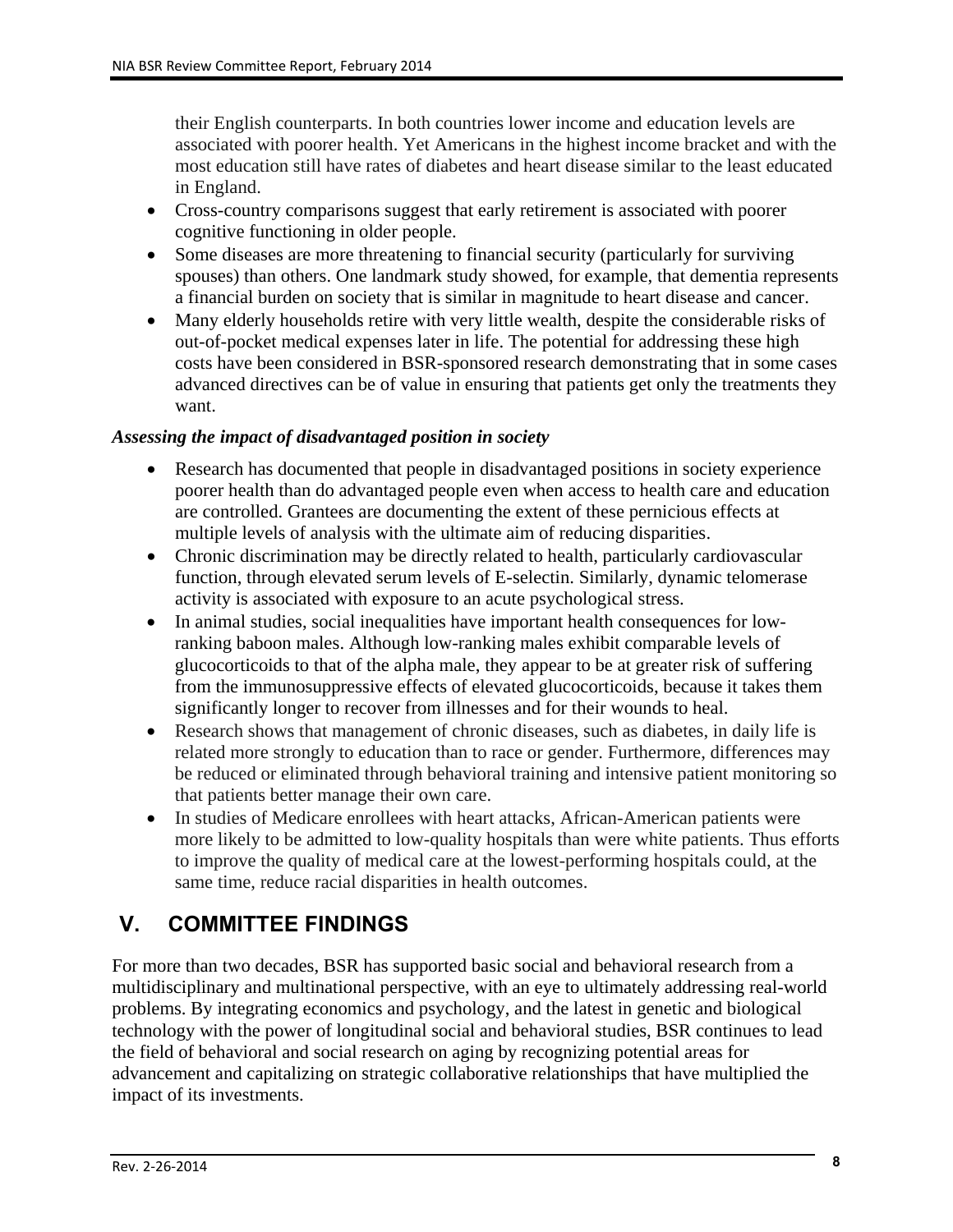their English counterparts. In both countries lower income and education levels are associated with poorer health. Yet Americans in the highest income bracket and with the most education still have rates of diabetes and heart disease similar to the least educated in England.

- Cross-country comparisons suggest that early retirement is associated with poorer cognitive functioning in older people.
- Some diseases are more threatening to financial security (particularly for surviving spouses) than others. One landmark study showed, for example, that dementia represents a financial burden on society that is similar in magnitude to heart disease and cancer.
- Many elderly households retire with very little wealth, despite the considerable risks of out-of-pocket medical expenses later in life. The potential for addressing these high costs have been considered in BSR-sponsored research demonstrating that in some cases advanced directives can be of value in ensuring that patients get only the treatments they want.

***Assessing the impact of disadvantaged position in society***

- Research has documented that people in disadvantaged positions in society experience poorer health than do advantaged people even when access to health care and education are controlled. Grantees are documenting the extent of these pernicious effects at multiple levels of analysis with the ultimate aim of reducing disparities.
- Chronic discrimination may be directly related to health, particularly cardiovascular function, through elevated serum levels of E-selectin. Similarly, dynamic telomerase activity is associated with exposure to an acute psychological stress.
- In animal studies, social inequalities have important health consequences for low-ranking baboon males. Although low-ranking males exhibit comparable levels of glucocorticoids to that of the alpha male, they appear to be at greater risk of suffering from the immunosuppressive effects of elevated glucocorticoids, because it takes them significantly longer to recover from illnesses and for their wounds to heal.
- Research shows that management of chronic diseases, such as diabetes, in daily life is related more strongly to education than to race or gender. Furthermore, differences may be reduced or eliminated through behavioral training and intensive patient monitoring so that patients better manage their own care.
- In studies of Medicare enrollees with heart attacks, African-American patients were more likely to be admitted to low-quality hospitals than were white patients. Thus efforts to improve the quality of medical care at the lowest-performing hospitals could, at the same time, reduce racial disparities in health outcomes.

# V. COMMITTEE FINDINGS

For more than two decades, BSR has supported basic social and behavioral research from a multidisciplinary and multinational perspective, with an eye to ultimately addressing real-world problems. By integrating economics and psychology, and the latest in genetic and biological technology with the power of longitudinal social and behavioral studies, BSR continues to lead the field of behavioral and social research on aging by recognizing potential areas for advancement and capitalizing on strategic collaborative relationships that have multiplied the impact of its investments.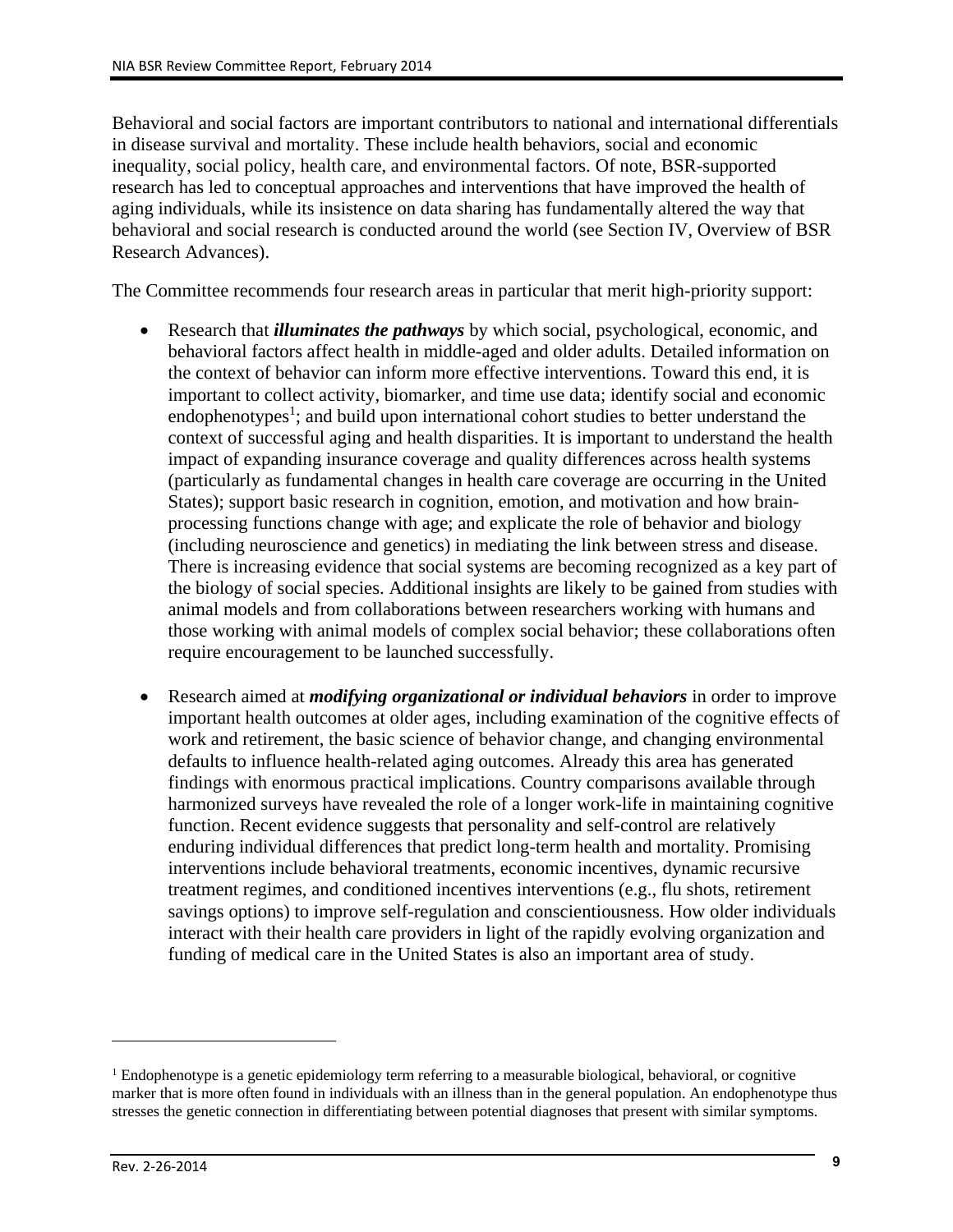Behavioral and social factors are important contributors to national and international differentials in disease survival and mortality. These include health behaviors, social and economic inequality, social policy, health care, and environmental factors. Of note, BSR-supported research has led to conceptual approaches and interventions that have improved the health of aging individuals, while its insistence on data sharing has fundamentally altered the way that behavioral and social research is conducted around the world (see Section IV, Overview of BSR Research Advances).

The Committee recommends four research areas in particular that merit high-priority support:

- Research that ***illuminates the pathways*** by which social, psychological, economic, and behavioral factors affect health in middle-aged and older adults. Detailed information on the context of behavior can inform more effective interventions. Toward this end, it is important to collect activity, biomarker, and time use data; identify social and economic endophenotypes[1]; and build upon international cohort studies to better understand the context of successful aging and health disparities. It is important to understand the health impact of expanding insurance coverage and quality differences across health systems (particularly as fundamental changes in health care coverage are occurring in the United States); support basic research in cognition, emotion, and motivation and how brain-processing functions change with age; and explicate the role of behavior and biology (including neuroscience and genetics) in mediating the link between stress and disease. There is increasing evidence that social systems are becoming recognized as a key part of the biology of social species. Additional insights are likely to be gained from studies with animal models and from collaborations between researchers working with humans and those working with animal models of complex social behavior; these collaborations often require encouragement to be launched successfully.

- Research aimed at ***modifying organizational or individual behaviors*** in order to improve important health outcomes at older ages, including examination of the cognitive effects of work and retirement, the basic science of behavior change, and changing environmental defaults to influence health-related aging outcomes. Already this area has generated findings with enormous practical implications. Country comparisons available through harmonized surveys have revealed the role of a longer work-life in maintaining cognitive function. Recent evidence suggests that personality and self-control are relatively enduring individual differences that predict long-term health and mortality. Promising interventions include behavioral treatments, economic incentives, dynamic recursive treatment regimes, and conditioned incentives interventions (e.g., flu shots, retirement savings options) to improve self-regulation and conscientiousness. How older individuals interact with their health care providers in light of the rapidly evolving organization and funding of medical care in the United States is also an important area of study.

---

[1] Endophenotype is a genetic epidemiology term referring to a measurable biological, behavioral, or cognitive marker that is more often found in individuals with an illness than in the general population. An endophenotype thus stresses the genetic connection in differentiating between potential diagnoses that present with similar symptoms.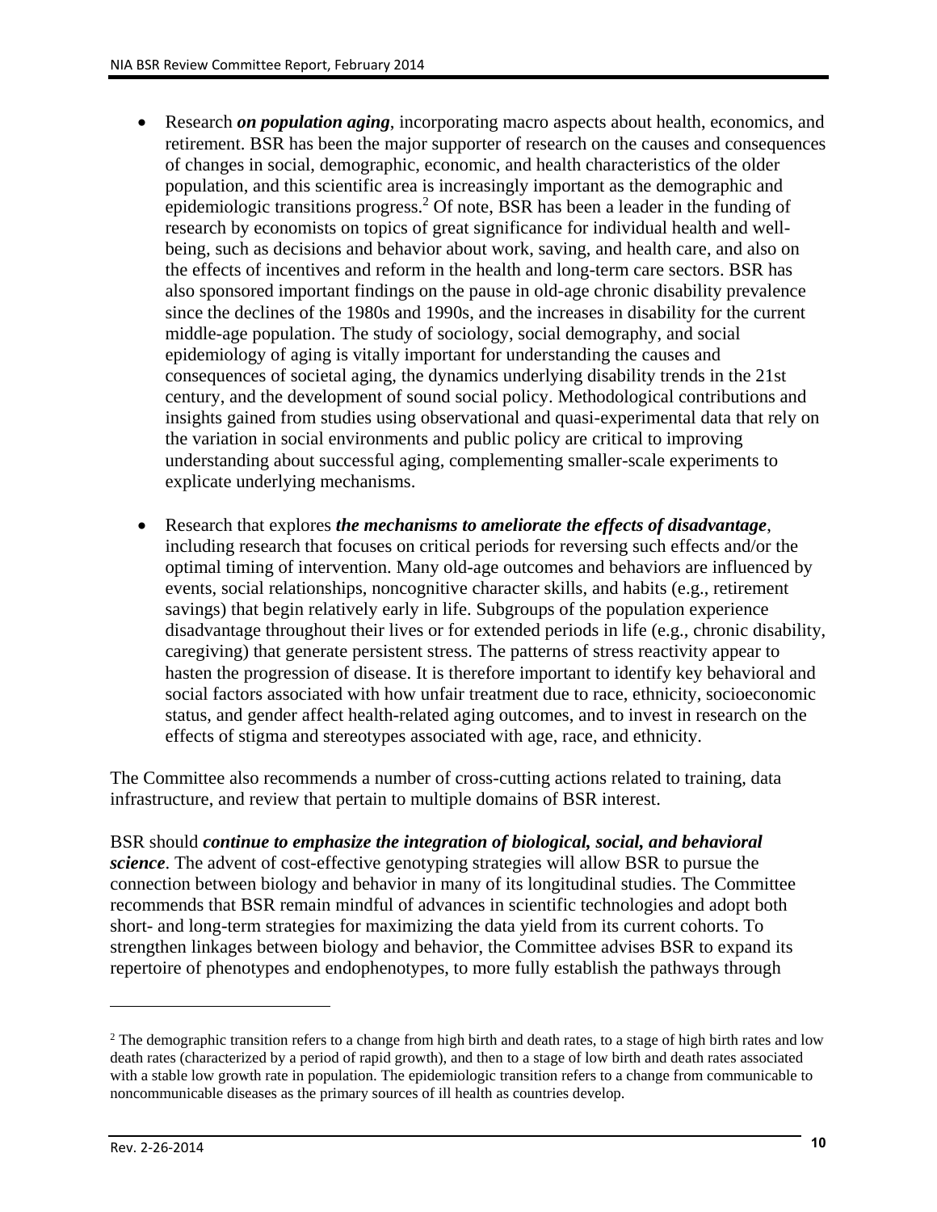- Research ***on population aging***, incorporating macro aspects about health, economics, and retirement. BSR has been the major supporter of research on the causes and consequences of changes in social, demographic, economic, and health characteristics of the older population, and this scientific area is increasingly important as the demographic and epidemiologic transitions progress.[2] Of note, BSR has been a leader in the funding of research by economists on topics of great significance for individual health and well-being, such as decisions and behavior about work, saving, and health care, and also on the effects of incentives and reform in the health and long-term care sectors. BSR has also sponsored important findings on the pause in old-age chronic disability prevalence since the declines of the 1980s and 1990s, and the increases in disability for the current middle-age population. The study of sociology, social demography, and social epidemiology of aging is vitally important for understanding the causes and consequences of societal aging, the dynamics underlying disability trends in the 21st century, and the development of sound social policy. Methodological contributions and insights gained from studies using observational and quasi-experimental data that rely on the variation in social environments and public policy are critical to improving understanding about successful aging, complementing smaller-scale experiments to explicate underlying mechanisms.

- Research that explores ***the mechanisms to ameliorate the effects of disadvantage***, including research that focuses on critical periods for reversing such effects and/or the optimal timing of intervention. Many old-age outcomes and behaviors are influenced by events, social relationships, noncognitive character skills, and habits (e.g., retirement savings) that begin relatively early in life. Subgroups of the population experience disadvantage throughout their lives or for extended periods in life (e.g., chronic disability, caregiving) that generate persistent stress. The patterns of stress reactivity appear to hasten the progression of disease. It is therefore important to identify key behavioral and social factors associated with how unfair treatment due to race, ethnicity, socioeconomic status, and gender affect health-related aging outcomes, and to invest in research on the effects of stigma and stereotypes associated with age, race, and ethnicity.

The Committee also recommends a number of cross-cutting actions related to training, data infrastructure, and review that pertain to multiple domains of BSR interest.

BSR should ***continue to emphasize the integration of biological, social, and behavioral science***. The advent of cost-effective genotyping strategies will allow BSR to pursue the connection between biology and behavior in many of its longitudinal studies. The Committee recommends that BSR remain mindful of advances in scientific technologies and adopt both short- and long-term strategies for maximizing the data yield from its current cohorts. To strengthen linkages between biology and behavior, the Committee advises BSR to expand its repertoire of phenotypes and endophenotypes, to more fully establish the pathways through

---

[2] The demographic transition refers to a change from high birth and death rates, to a stage of high birth rates and low death rates (characterized by a period of rapid growth), and then to a stage of low birth and death rates associated with a stable low growth rate in population. The epidemiologic transition refers to a change from communicable to noncommunicable diseases as the primary sources of ill health as countries develop.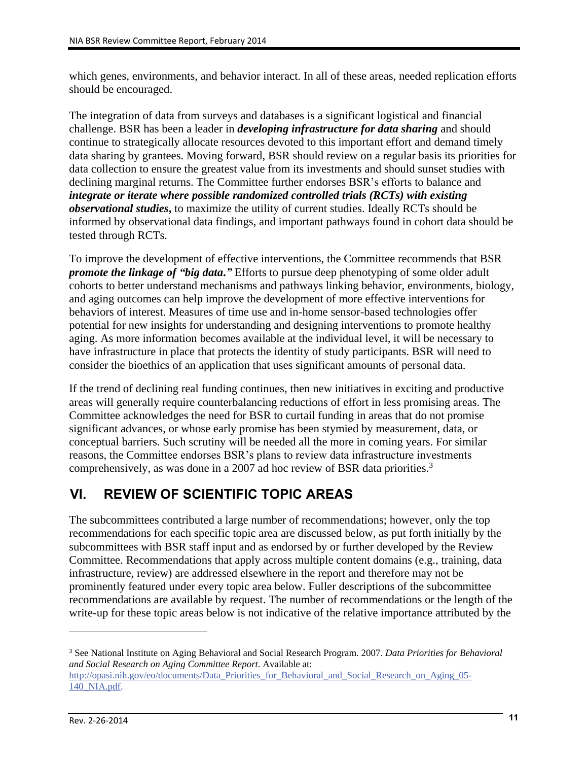which genes, environments, and behavior interact. In all of these areas, needed replication efforts should be encouraged.

The integration of data from surveys and databases is a significant logistical and financial challenge. BSR has been a leader in ***developing infrastructure for data sharing*** and should continue to strategically allocate resources devoted to this important effort and demand timely data sharing by grantees. Moving forward, BSR should review on a regular basis its priorities for data collection to ensure the greatest value from its investments and should sunset studies with declining marginal returns. The Committee further endorses BSR's efforts to balance and ***integrate or iterate where possible randomized controlled trials (RCTs) with existing observational studies,*** to maximize the utility of current studies. Ideally RCTs should be informed by observational data findings, and important pathways found in cohort data should be tested through RCTs.

To improve the development of effective interventions, the Committee recommends that BSR ***promote the linkage of "big data."*** Efforts to pursue deep phenotyping of some older adult cohorts to better understand mechanisms and pathways linking behavior, environments, biology, and aging outcomes can help improve the development of more effective interventions for behaviors of interest. Measures of time use and in-home sensor-based technologies offer potential for new insights for understanding and designing interventions to promote healthy aging. As more information becomes available at the individual level, it will be necessary to have infrastructure in place that protects the identity of study participants. BSR will need to consider the bioethics of an application that uses significant amounts of personal data.

If the trend of declining real funding continues, then new initiatives in exciting and productive areas will generally require counterbalancing reductions of effort in less promising areas. The Committee acknowledges the need for BSR to curtail funding in areas that do not promise significant advances, or whose early promise has been stymied by measurement, data, or conceptual barriers. Such scrutiny will be needed all the more in coming years. For similar reasons, the Committee endorses BSR's plans to review data infrastructure investments comprehensively, as was done in a 2007 ad hoc review of BSR data priorities.[3]

# VI. REVIEW OF SCIENTIFIC TOPIC AREAS

The subcommittees contributed a large number of recommendations; however, only the top recommendations for each specific topic area are discussed below, as put forth initially by the subcommittees with BSR staff input and as endorsed by or further developed by the Review Committee. Recommendations that apply across multiple content domains (e.g., training, data infrastructure, review) are addressed elsewhere in the report and therefore may not be prominently featured under every topic area below. Fuller descriptions of the subcommittee recommendations are available by request. The number of recommendations or the length of the write-up for these topic areas below is not indicative of the relative importance attributed by the

---

[3] See National Institute on Aging Behavioral and Social Research Program. 2007. *Data Priorities for Behavioral and Social Research on Aging Committee Report.* Available at: http://opasi.nih.gov/eo/documents/Data_Priorities_for_Behavioral_and_Social_Research_on_Aging_05-140_NIA.pdf.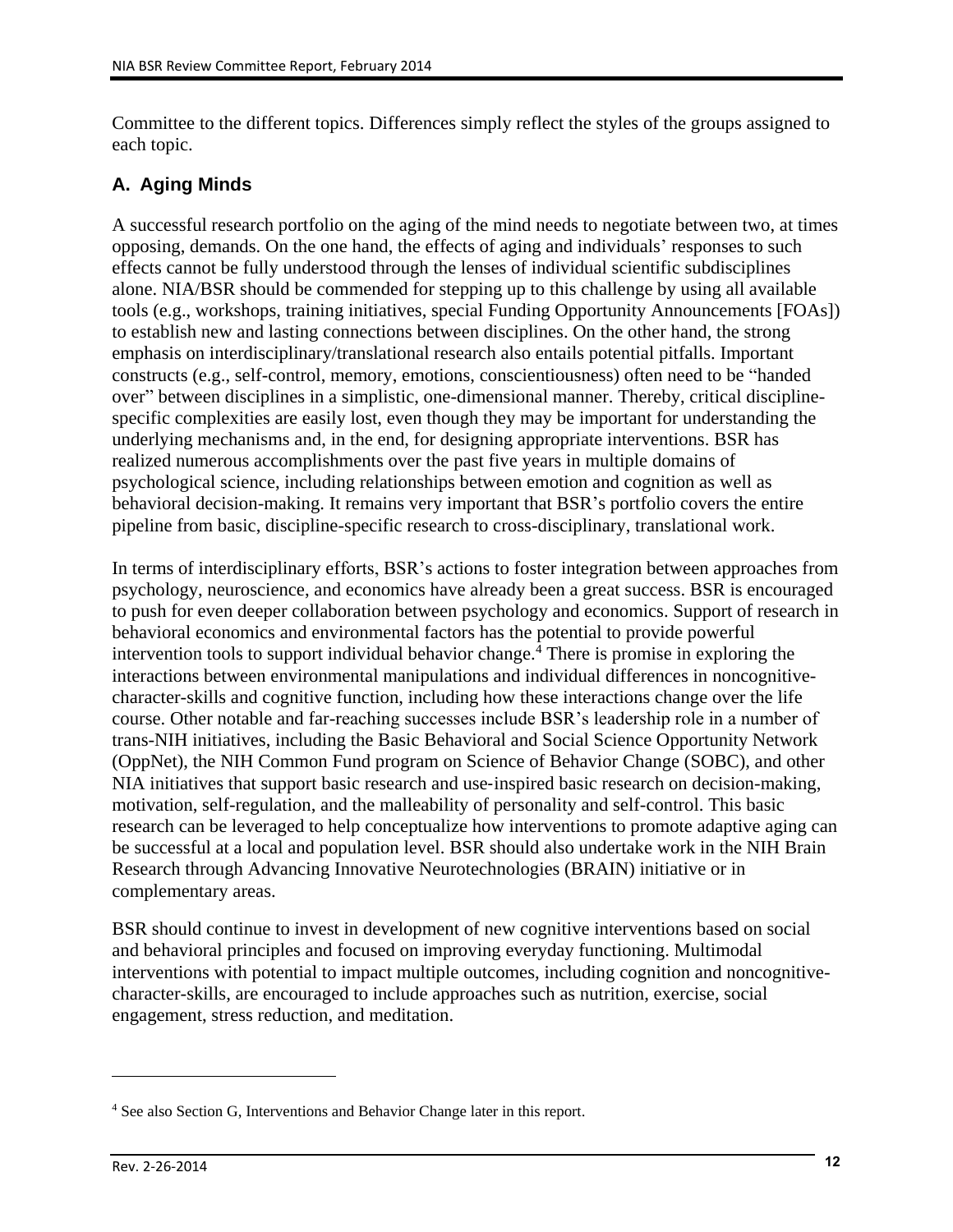Committee to the different topics. Differences simply reflect the styles of the groups assigned to each topic.

### A. Aging Minds

A successful research portfolio on the aging of the mind needs to negotiate between two, at times opposing, demands. On the one hand, the effects of aging and individuals' responses to such effects cannot be fully understood through the lenses of individual scientific subdisciplines alone. NIA/BSR should be commended for stepping up to this challenge by using all available tools (e.g., workshops, training initiatives, special Funding Opportunity Announcements [FOAs]) to establish new and lasting connections between disciplines. On the other hand, the strong emphasis on interdisciplinary/translational research also entails potential pitfalls. Important constructs (e.g., self-control, memory, emotions, conscientiousness) often need to be "handed over" between disciplines in a simplistic, one-dimensional manner. Thereby, critical discipline-specific complexities are easily lost, even though they may be important for understanding the underlying mechanisms and, in the end, for designing appropriate interventions. BSR has realized numerous accomplishments over the past five years in multiple domains of psychological science, including relationships between emotion and cognition as well as behavioral decision-making. It remains very important that BSR's portfolio covers the entire pipeline from basic, discipline-specific research to cross-disciplinary, translational work.

In terms of interdisciplinary efforts, BSR's actions to foster integration between approaches from psychology, neuroscience, and economics have already been a great success. BSR is encouraged to push for even deeper collaboration between psychology and economics. Support of research in behavioral economics and environmental factors has the potential to provide powerful intervention tools to support individual behavior change.[4] There is promise in exploring the interactions between environmental manipulations and individual differences in noncognitive-character-skills and cognitive function, including how these interactions change over the life course. Other notable and far-reaching successes include BSR's leadership role in a number of trans-NIH initiatives, including the Basic Behavioral and Social Science Opportunity Network (OppNet), the NIH Common Fund program on Science of Behavior Change (SOBC), and other NIA initiatives that support basic research and use-inspired basic research on decision-making, motivation, self-regulation, and the malleability of personality and self-control. This basic research can be leveraged to help conceptualize how interventions to promote adaptive aging can be successful at a local and population level. BSR should also undertake work in the NIH Brain Research through Advancing Innovative Neurotechnologies (BRAIN) initiative or in complementary areas.

BSR should continue to invest in development of new cognitive interventions based on social and behavioral principles and focused on improving everyday functioning. Multimodal interventions with potential to impact multiple outcomes, including cognition and noncognitive-character-skills, are encouraged to include approaches such as nutrition, exercise, social engagement, stress reduction, and meditation.

---

[4] See also Section G, Interventions and Behavior Change later in this report.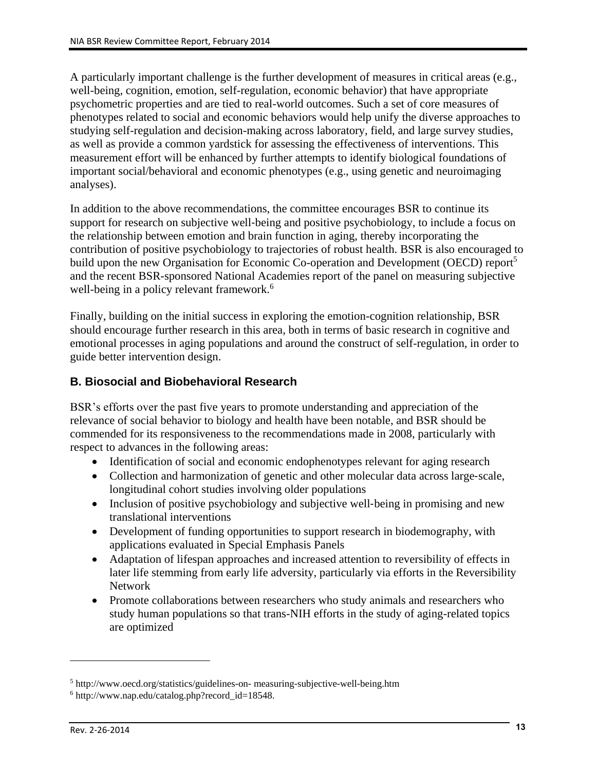A particularly important challenge is the further development of measures in critical areas (e.g., well-being, cognition, emotion, self-regulation, economic behavior) that have appropriate psychometric properties and are tied to real-world outcomes. Such a set of core measures of phenotypes related to social and economic behaviors would help unify the diverse approaches to studying self-regulation and decision-making across laboratory, field, and large survey studies, as well as provide a common yardstick for assessing the effectiveness of interventions. This measurement effort will be enhanced by further attempts to identify biological foundations of important social/behavioral and economic phenotypes (e.g., using genetic and neuroimaging analyses).

In addition to the above recommendations, the committee encourages BSR to continue its support for research on subjective well-being and positive psychobiology, to include a focus on the relationship between emotion and brain function in aging, thereby incorporating the contribution of positive psychobiology to trajectories of robust health. BSR is also encouraged to build upon the new Organisation for Economic Co-operation and Development (OECD) report[5] and the recent BSR-sponsored National Academies report of the panel on measuring subjective well-being in a policy relevant framework.[6]

Finally, building on the initial success in exploring the emotion-cognition relationship, BSR should encourage further research in this area, both in terms of basic research in cognitive and emotional processes in aging populations and around the construct of self-regulation, in order to guide better intervention design.

### B. Biosocial and Biobehavioral Research

BSR's efforts over the past five years to promote understanding and appreciation of the relevance of social behavior to biology and health have been notable, and BSR should be commended for its responsiveness to the recommendations made in 2008, particularly with respect to advances in the following areas:

- Identification of social and economic endophenotypes relevant for aging research
- Collection and harmonization of genetic and other molecular data across large-scale, longitudinal cohort studies involving older populations
- Inclusion of positive psychobiology and subjective well-being in promising and new translational interventions
- Development of funding opportunities to support research in biodemography, with applications evaluated in Special Emphasis Panels
- Adaptation of lifespan approaches and increased attention to reversibility of effects in later life stemming from early life adversity, particularly via efforts in the Reversibility Network
- Promote collaborations between researchers who study animals and researchers who study human populations so that trans-NIH efforts in the study of aging-related topics are optimized

---

[5] http://www.oecd.org/statistics/guidelines-on- measuring-subjective-well-being.htm

[6] http://www.nap.edu/catalog.php?record_id=18548.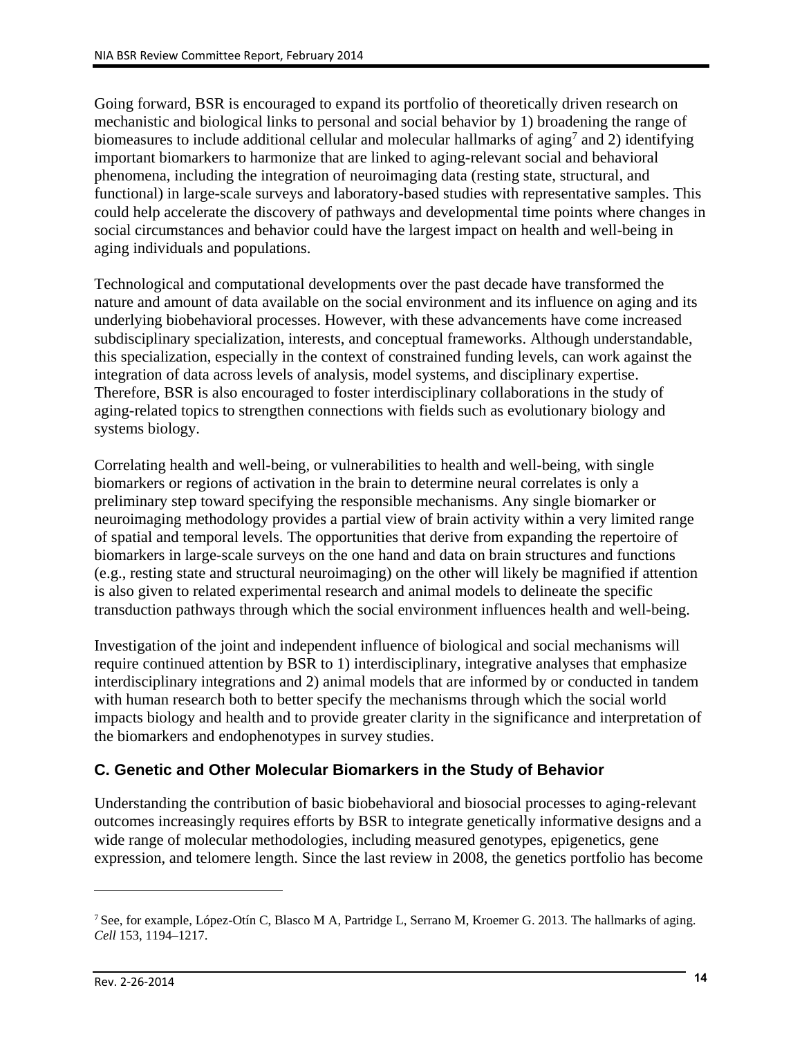Going forward, BSR is encouraged to expand its portfolio of theoretically driven research on mechanistic and biological links to personal and social behavior by 1) broadening the range of biomeasures to include additional cellular and molecular hallmarks of aging[7] and 2) identifying important biomarkers to harmonize that are linked to aging-relevant social and behavioral phenomena, including the integration of neuroimaging data (resting state, structural, and functional) in large-scale surveys and laboratory-based studies with representative samples. This could help accelerate the discovery of pathways and developmental time points where changes in social circumstances and behavior could have the largest impact on health and well-being in aging individuals and populations.

Technological and computational developments over the past decade have transformed the nature and amount of data available on the social environment and its influence on aging and its underlying biobehavioral processes. However, with these advancements have come increased subdisciplinary specialization, interests, and conceptual frameworks. Although understandable, this specialization, especially in the context of constrained funding levels, can work against the integration of data across levels of analysis, model systems, and disciplinary expertise. Therefore, BSR is also encouraged to foster interdisciplinary collaborations in the study of aging-related topics to strengthen connections with fields such as evolutionary biology and systems biology.

Correlating health and well-being, or vulnerabilities to health and well-being, with single biomarkers or regions of activation in the brain to determine neural correlates is only a preliminary step toward specifying the responsible mechanisms. Any single biomarker or neuroimaging methodology provides a partial view of brain activity within a very limited range of spatial and temporal levels. The opportunities that derive from expanding the repertoire of biomarkers in large-scale surveys on the one hand and data on brain structures and functions (e.g., resting state and structural neuroimaging) on the other will likely be magnified if attention is also given to related experimental research and animal models to delineate the specific transduction pathways through which the social environment influences health and well-being.

Investigation of the joint and independent influence of biological and social mechanisms will require continued attention by BSR to 1) interdisciplinary, integrative analyses that emphasize interdisciplinary integrations and 2) animal models that are informed by or conducted in tandem with human research both to better specify the mechanisms through which the social world impacts biology and health and to provide greater clarity in the significance and interpretation of the biomarkers and endophenotypes in survey studies.

### C. Genetic and Other Molecular Biomarkers in the Study of Behavior

Understanding the contribution of basic biobehavioral and biosocial processes to aging-relevant outcomes increasingly requires efforts by BSR to integrate genetically informative designs and a wide range of molecular methodologies, including measured genotypes, epigenetics, gene expression, and telomere length. Since the last review in 2008, the genetics portfolio has become

---

[7] See, for example, López-Otín C, Blasco M A, Partridge L, Serrano M, Kroemer G. 2013. The hallmarks of aging. *Cell* 153, 1194–1217.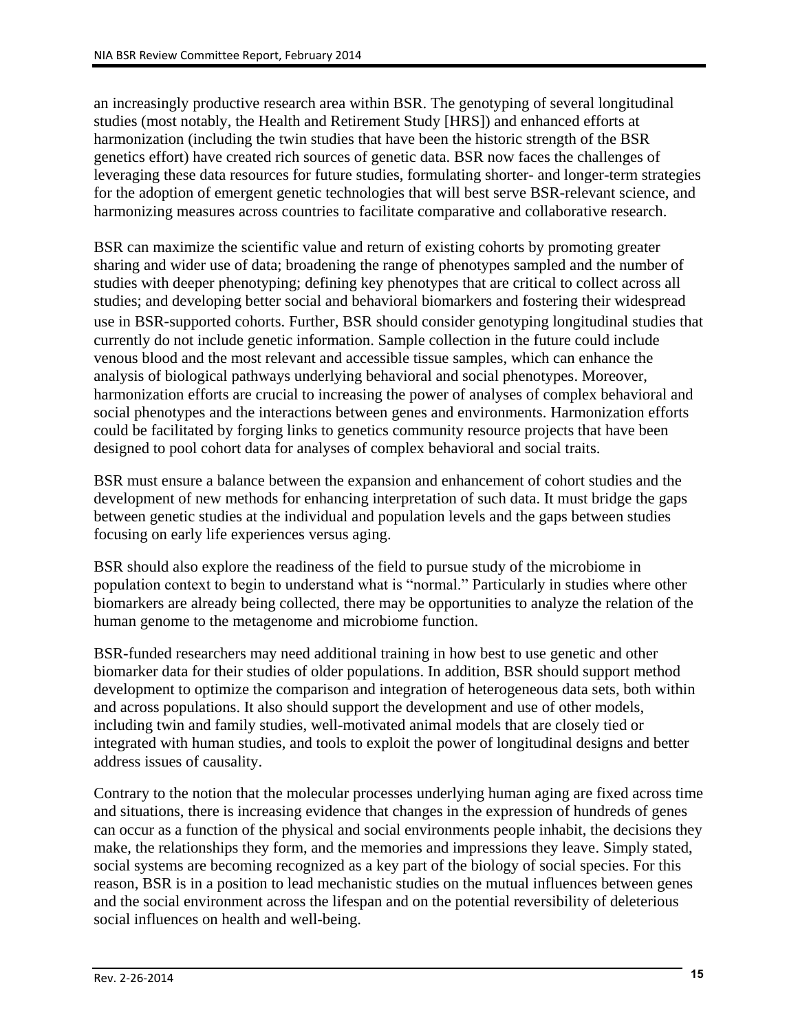an increasingly productive research area within BSR. The genotyping of several longitudinal studies (most notably, the Health and Retirement Study [HRS]) and enhanced efforts at harmonization (including the twin studies that have been the historic strength of the BSR genetics effort) have created rich sources of genetic data. BSR now faces the challenges of leveraging these data resources for future studies, formulating shorter- and longer-term strategies for the adoption of emergent genetic technologies that will best serve BSR-relevant science, and harmonizing measures across countries to facilitate comparative and collaborative research.

BSR can maximize the scientific value and return of existing cohorts by promoting greater sharing and wider use of data; broadening the range of phenotypes sampled and the number of studies with deeper phenotyping; defining key phenotypes that are critical to collect across all studies; and developing better social and behavioral biomarkers and fostering their widespread use in BSR-supported cohorts. Further, BSR should consider genotyping longitudinal studies that currently do not include genetic information. Sample collection in the future could include venous blood and the most relevant and accessible tissue samples, which can enhance the analysis of biological pathways underlying behavioral and social phenotypes. Moreover, harmonization efforts are crucial to increasing the power of analyses of complex behavioral and social phenotypes and the interactions between genes and environments. Harmonization efforts could be facilitated by forging links to genetics community resource projects that have been designed to pool cohort data for analyses of complex behavioral and social traits.

BSR must ensure a balance between the expansion and enhancement of cohort studies and the development of new methods for enhancing interpretation of such data. It must bridge the gaps between genetic studies at the individual and population levels and the gaps between studies focusing on early life experiences versus aging.

BSR should also explore the readiness of the field to pursue study of the microbiome in population context to begin to understand what is "normal." Particularly in studies where other biomarkers are already being collected, there may be opportunities to analyze the relation of the human genome to the metagenome and microbiome function.

BSR-funded researchers may need additional training in how best to use genetic and other biomarker data for their studies of older populations. In addition, BSR should support method development to optimize the comparison and integration of heterogeneous data sets, both within and across populations. It also should support the development and use of other models, including twin and family studies, well-motivated animal models that are closely tied or integrated with human studies, and tools to exploit the power of longitudinal designs and better address issues of causality.

Contrary to the notion that the molecular processes underlying human aging are fixed across time and situations, there is increasing evidence that changes in the expression of hundreds of genes can occur as a function of the physical and social environments people inhabit, the decisions they make, the relationships they form, and the memories and impressions they leave. Simply stated, social systems are becoming recognized as a key part of the biology of social species. For this reason, BSR is in a position to lead mechanistic studies on the mutual influences between genes and the social environment across the lifespan and on the potential reversibility of deleterious social influences on health and well-being.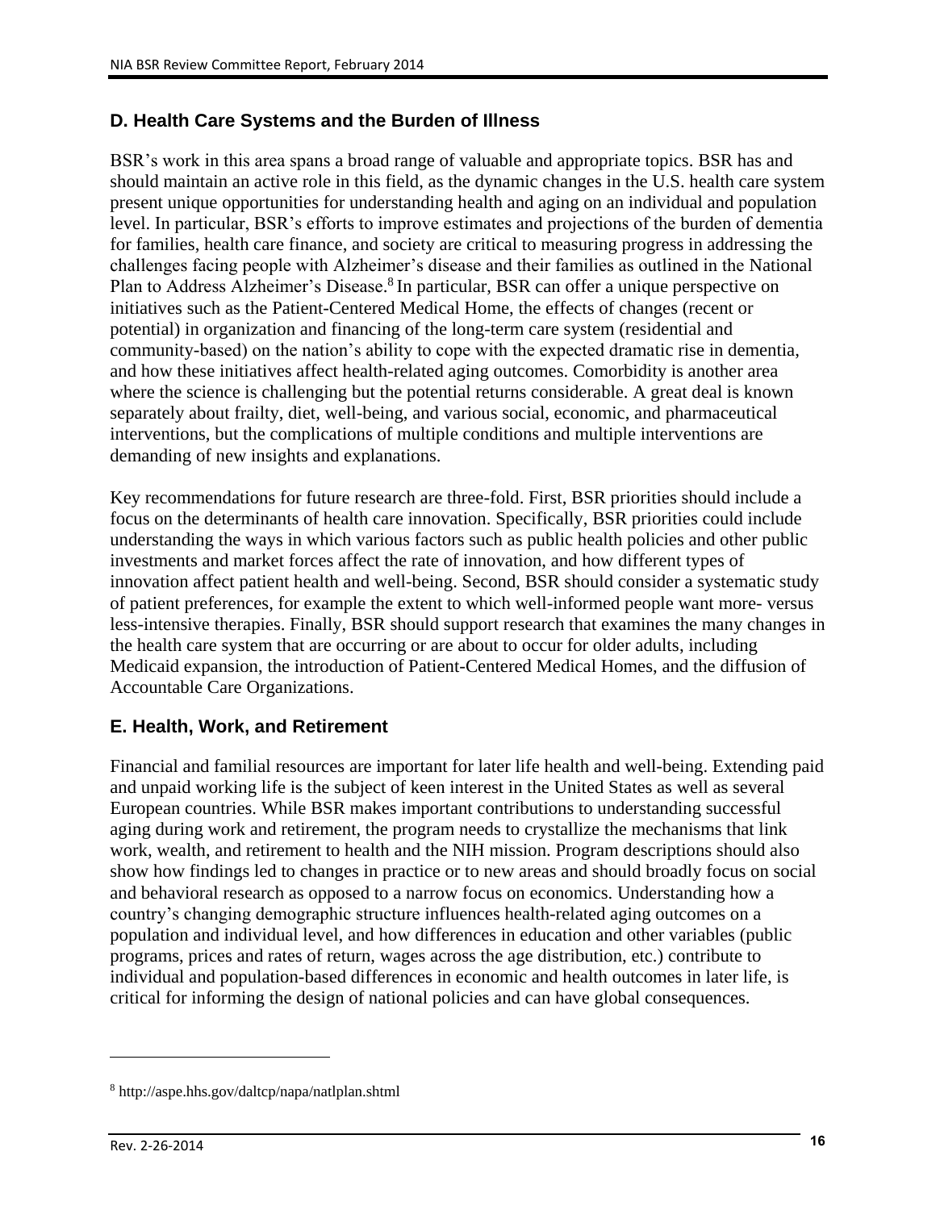## D. Health Care Systems and the Burden of Illness

BSR's work in this area spans a broad range of valuable and appropriate topics. BSR has and should maintain an active role in this field, as the dynamic changes in the U.S. health care system present unique opportunities for understanding health and aging on an individual and population level. In particular, BSR's efforts to improve estimates and projections of the burden of dementia for families, health care finance, and society are critical to measuring progress in addressing the challenges facing people with Alzheimer's disease and their families as outlined in the National Plan to Address Alzheimer's Disease.[8] In particular, BSR can offer a unique perspective on initiatives such as the Patient-Centered Medical Home, the effects of changes (recent or potential) in organization and financing of the long-term care system (residential and community-based) on the nation's ability to cope with the expected dramatic rise in dementia, and how these initiatives affect health-related aging outcomes. Comorbidity is another area where the science is challenging but the potential returns considerable. A great deal is known separately about frailty, diet, well-being, and various social, economic, and pharmaceutical interventions, but the complications of multiple conditions and multiple interventions are demanding of new insights and explanations.

Key recommendations for future research are three-fold. First, BSR priorities should include a focus on the determinants of health care innovation. Specifically, BSR priorities could include understanding the ways in which various factors such as public health policies and other public investments and market forces affect the rate of innovation, and how different types of innovation affect patient health and well-being. Second, BSR should consider a systematic study of patient preferences, for example the extent to which well-informed people want more- versus less-intensive therapies. Finally, BSR should support research that examines the many changes in the health care system that are occurring or are about to occur for older adults, including Medicaid expansion, the introduction of Patient-Centered Medical Homes, and the diffusion of Accountable Care Organizations.

## E. Health, Work, and Retirement

Financial and familial resources are important for later life health and well-being. Extending paid and unpaid working life is the subject of keen interest in the United States as well as several European countries. While BSR makes important contributions to understanding successful aging during work and retirement, the program needs to crystallize the mechanisms that link work, wealth, and retirement to health and the NIH mission. Program descriptions should also show how findings led to changes in practice or to new areas and should broadly focus on social and behavioral research as opposed to a narrow focus on economics. Understanding how a country's changing demographic structure influences health-related aging outcomes on a population and individual level, and how differences in education and other variables (public programs, prices and rates of return, wages across the age distribution, etc.) contribute to individual and population-based differences in economic and health outcomes in later life, is critical for informing the design of national policies and can have global consequences.

---

[8] http://aspe.hhs.gov/daltcp/napa/natlplan.shtml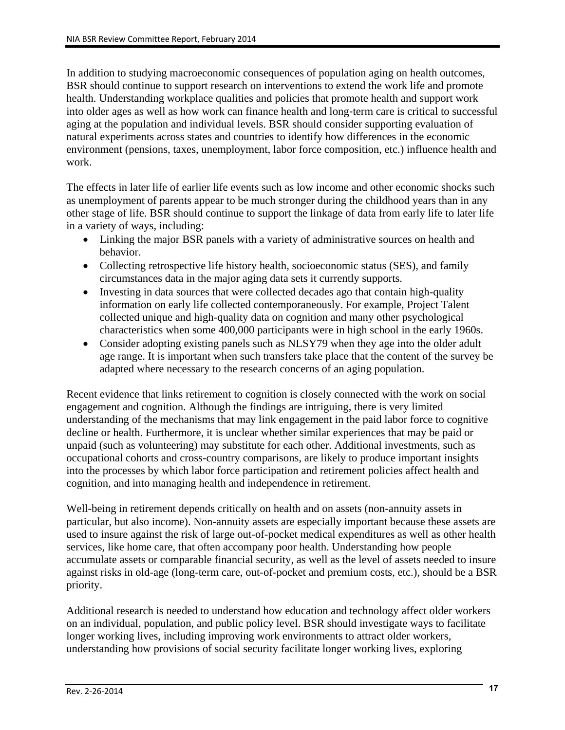In addition to studying macroeconomic consequences of population aging on health outcomes, BSR should continue to support research on interventions to extend the work life and promote health. Understanding workplace qualities and policies that promote health and support work into older ages as well as how work can finance health and long-term care is critical to successful aging at the population and individual levels. BSR should consider supporting evaluation of natural experiments across states and countries to identify how differences in the economic environment (pensions, taxes, unemployment, labor force composition, etc.) influence health and work.

The effects in later life of earlier life events such as low income and other economic shocks such as unemployment of parents appear to be much stronger during the childhood years than in any other stage of life. BSR should continue to support the linkage of data from early life to later life in a variety of ways, including:

- Linking the major BSR panels with a variety of administrative sources on health and behavior.
- Collecting retrospective life history health, socioeconomic status (SES), and family circumstances data in the major aging data sets it currently supports.
- Investing in data sources that were collected decades ago that contain high-quality information on early life collected contemporaneously. For example, Project Talent collected unique and high-quality data on cognition and many other psychological characteristics when some 400,000 participants were in high school in the early 1960s.
- Consider adopting existing panels such as NLSY79 when they age into the older adult age range. It is important when such transfers take place that the content of the survey be adapted where necessary to the research concerns of an aging population.

Recent evidence that links retirement to cognition is closely connected with the work on social engagement and cognition. Although the findings are intriguing, there is very limited understanding of the mechanisms that may link engagement in the paid labor force to cognitive decline or health. Furthermore, it is unclear whether similar experiences that may be paid or unpaid (such as volunteering) may substitute for each other. Additional investments, such as occupational cohorts and cross-country comparisons, are likely to produce important insights into the processes by which labor force participation and retirement policies affect health and cognition, and into managing health and independence in retirement.

Well-being in retirement depends critically on health and on assets (non-annuity assets in particular, but also income). Non-annuity assets are especially important because these assets are used to insure against the risk of large out-of-pocket medical expenditures as well as other health services, like home care, that often accompany poor health. Understanding how people accumulate assets or comparable financial security, as well as the level of assets needed to insure against risks in old-age (long-term care, out-of-pocket and premium costs, etc.), should be a BSR priority.

Additional research is needed to understand how education and technology affect older workers on an individual, population, and public policy level. BSR should investigate ways to facilitate longer working lives, including improving work environments to attract older workers, understanding how provisions of social security facilitate longer working lives, exploring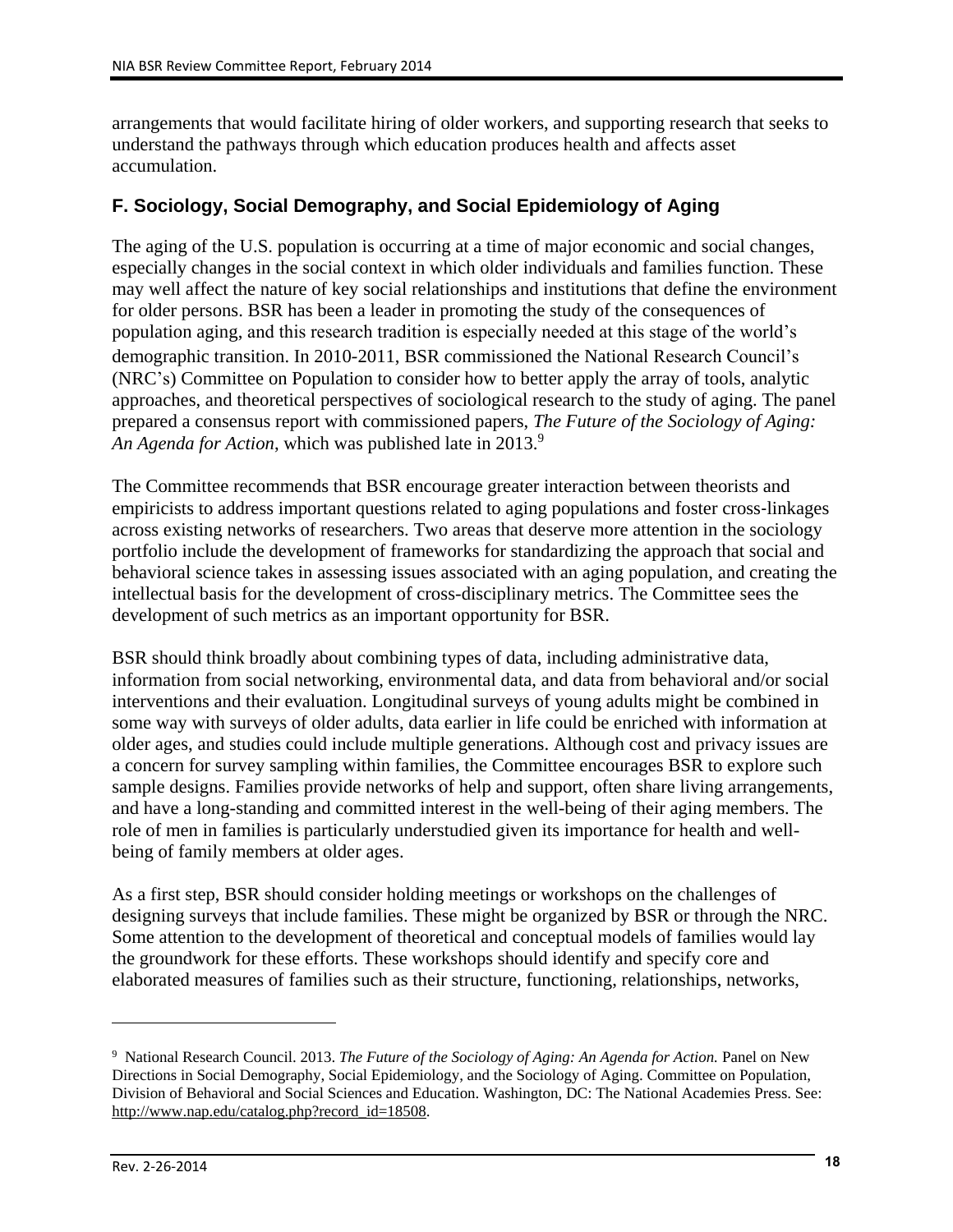arrangements that would facilitate hiring of older workers, and supporting research that seeks to understand the pathways through which education produces health and affects asset accumulation.

### F. Sociology, Social Demography, and Social Epidemiology of Aging

The aging of the U.S. population is occurring at a time of major economic and social changes, especially changes in the social context in which older individuals and families function. These may well affect the nature of key social relationships and institutions that define the environment for older persons. BSR has been a leader in promoting the study of the consequences of population aging, and this research tradition is especially needed at this stage of the world's demographic transition. In 2010-2011, BSR commissioned the National Research Council's (NRC's) Committee on Population to consider how to better apply the array of tools, analytic approaches, and theoretical perspectives of sociological research to the study of aging. The panel prepared a consensus report with commissioned papers, *The Future of the Sociology of Aging: An Agenda for Action*, which was published late in 2013.[9]

The Committee recommends that BSR encourage greater interaction between theorists and empiricists to address important questions related to aging populations and foster cross-linkages across existing networks of researchers. Two areas that deserve more attention in the sociology portfolio include the development of frameworks for standardizing the approach that social and behavioral science takes in assessing issues associated with an aging population, and creating the intellectual basis for the development of cross-disciplinary metrics. The Committee sees the development of such metrics as an important opportunity for BSR.

BSR should think broadly about combining types of data, including administrative data, information from social networking, environmental data, and data from behavioral and/or social interventions and their evaluation. Longitudinal surveys of young adults might be combined in some way with surveys of older adults, data earlier in life could be enriched with information at older ages, and studies could include multiple generations. Although cost and privacy issues are a concern for survey sampling within families, the Committee encourages BSR to explore such sample designs. Families provide networks of help and support, often share living arrangements, and have a long-standing and committed interest in the well-being of their aging members. The role of men in families is particularly understudied given its importance for health and well-being of family members at older ages.

As a first step, BSR should consider holding meetings or workshops on the challenges of designing surveys that include families. These might be organized by BSR or through the NRC. Some attention to the development of theoretical and conceptual models of families would lay the groundwork for these efforts. These workshops should identify and specify core and elaborated measures of families such as their structure, functioning, relationships, networks,

---

[9] National Research Council. 2013. *The Future of the Sociology of Aging: An Agenda for Action.* Panel on New Directions in Social Demography, Social Epidemiology, and the Sociology of Aging. Committee on Population, Division of Behavioral and Social Sciences and Education. Washington, DC: The National Academies Press. See: http://www.nap.edu/catalog.php?record_id=18508.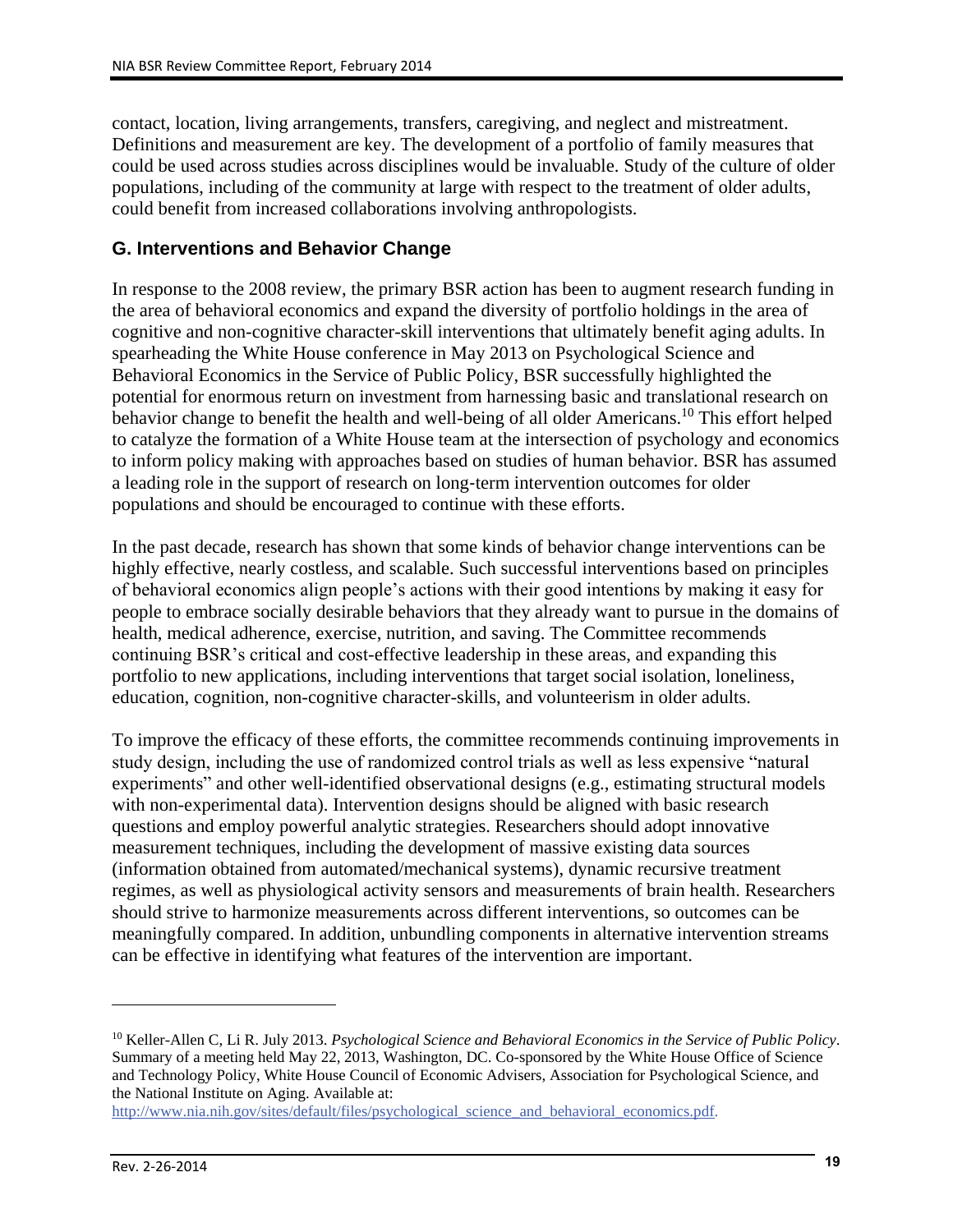contact, location, living arrangements, transfers, caregiving, and neglect and mistreatment. Definitions and measurement are key. The development of a portfolio of family measures that could be used across studies across disciplines would be invaluable. Study of the culture of older populations, including of the community at large with respect to the treatment of older adults, could benefit from increased collaborations involving anthropologists.

### G. Interventions and Behavior Change

In response to the 2008 review, the primary BSR action has been to augment research funding in the area of behavioral economics and expand the diversity of portfolio holdings in the area of cognitive and non-cognitive character-skill interventions that ultimately benefit aging adults. In spearheading the White House conference in May 2013 on Psychological Science and Behavioral Economics in the Service of Public Policy, BSR successfully highlighted the potential for enormous return on investment from harnessing basic and translational research on behavior change to benefit the health and well-being of all older Americans.[10] This effort helped to catalyze the formation of a White House team at the intersection of psychology and economics to inform policy making with approaches based on studies of human behavior. BSR has assumed a leading role in the support of research on long-term intervention outcomes for older populations and should be encouraged to continue with these efforts.

In the past decade, research has shown that some kinds of behavior change interventions can be highly effective, nearly costless, and scalable. Such successful interventions based on principles of behavioral economics align people's actions with their good intentions by making it easy for people to embrace socially desirable behaviors that they already want to pursue in the domains of health, medical adherence, exercise, nutrition, and saving. The Committee recommends continuing BSR's critical and cost-effective leadership in these areas, and expanding this portfolio to new applications, including interventions that target social isolation, loneliness, education, cognition, non-cognitive character-skills, and volunteerism in older adults.

To improve the efficacy of these efforts, the committee recommends continuing improvements in study design, including the use of randomized control trials as well as less expensive "natural experiments" and other well-identified observational designs (e.g., estimating structural models with non-experimental data). Intervention designs should be aligned with basic research questions and employ powerful analytic strategies. Researchers should adopt innovative measurement techniques, including the development of massive existing data sources (information obtained from automated/mechanical systems), dynamic recursive treatment regimes, as well as physiological activity sensors and measurements of brain health. Researchers should strive to harmonize measurements across different interventions, so outcomes can be meaningfully compared. In addition, unbundling components in alternative intervention streams can be effective in identifying what features of the intervention are important.

---

[10] Keller-Allen C, Li R. July 2013. *Psychological Science and Behavioral Economics in the Service of Public Policy*. Summary of a meeting held May 22, 2013, Washington, DC. Co-sponsored by the White House Office of Science and Technology Policy, White House Council of Economic Advisers, Association for Psychological Science, and the National Institute on Aging. Available at: http://www.nia.nih.gov/sites/default/files/psychological_science_and_behavioral_economics.pdf.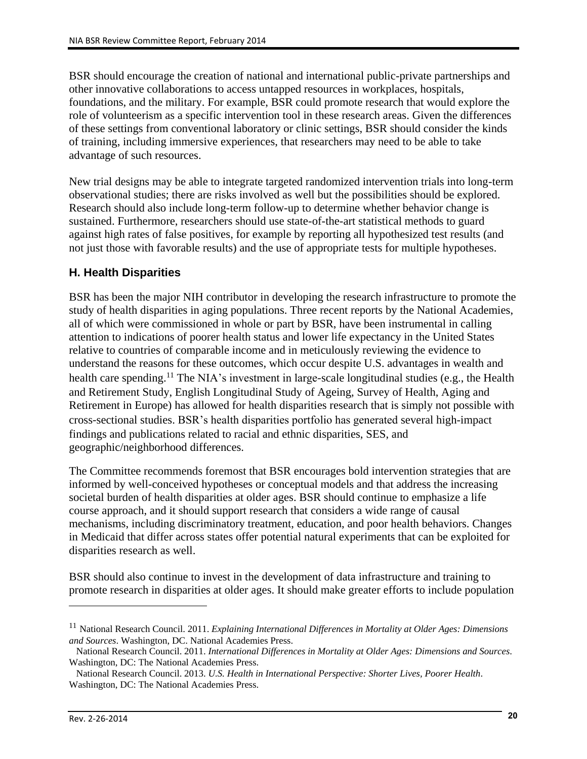BSR should encourage the creation of national and international public-private partnerships and other innovative collaborations to access untapped resources in workplaces, hospitals, foundations, and the military. For example, BSR could promote research that would explore the role of volunteerism as a specific intervention tool in these research areas. Given the differences of these settings from conventional laboratory or clinic settings, BSR should consider the kinds of training, including immersive experiences, that researchers may need to be able to take advantage of such resources.

New trial designs may be able to integrate targeted randomized intervention trials into long-term observational studies; there are risks involved as well but the possibilities should be explored. Research should also include long-term follow-up to determine whether behavior change is sustained. Furthermore, researchers should use state-of-the-art statistical methods to guard against high rates of false positives, for example by reporting all hypothesized test results (and not just those with favorable results) and the use of appropriate tests for multiple hypotheses.

### H. Health Disparities

BSR has been the major NIH contributor in developing the research infrastructure to promote the study of health disparities in aging populations. Three recent reports by the National Academies, all of which were commissioned in whole or part by BSR, have been instrumental in calling attention to indications of poorer health status and lower life expectancy in the United States relative to countries of comparable income and in meticulously reviewing the evidence to understand the reasons for these outcomes, which occur despite U.S. advantages in wealth and health care spending.[11] The NIA's investment in large-scale longitudinal studies (e.g., the Health and Retirement Study, English Longitudinal Study of Ageing, Survey of Health, Aging and Retirement in Europe) has allowed for health disparities research that is simply not possible with cross-sectional studies. BSR's health disparities portfolio has generated several high-impact findings and publications related to racial and ethnic disparities, SES, and geographic/neighborhood differences.

The Committee recommends foremost that BSR encourages bold intervention strategies that are informed by well-conceived hypotheses or conceptual models and that address the increasing societal burden of health disparities at older ages. BSR should continue to emphasize a life course approach, and it should support research that considers a wide range of causal mechanisms, including discriminatory treatment, education, and poor health behaviors. Changes in Medicaid that differ across states offer potential natural experiments that can be exploited for disparities research as well.

BSR should also continue to invest in the development of data infrastructure and training to promote research in disparities at older ages. It should make greater efforts to include population

---

[11] National Research Council. 2011. *Explaining International Differences in Mortality at Older Ages: Dimensions and Sources*. Washington, DC. National Academies Press.

National Research Council. 2011. *International Differences in Mortality at Older Ages: Dimensions and Sources*. Washington, DC: The National Academies Press.

National Research Council. 2013. *U.S. Health in International Perspective: Shorter Lives, Poorer Health*. Washington, DC: The National Academies Press.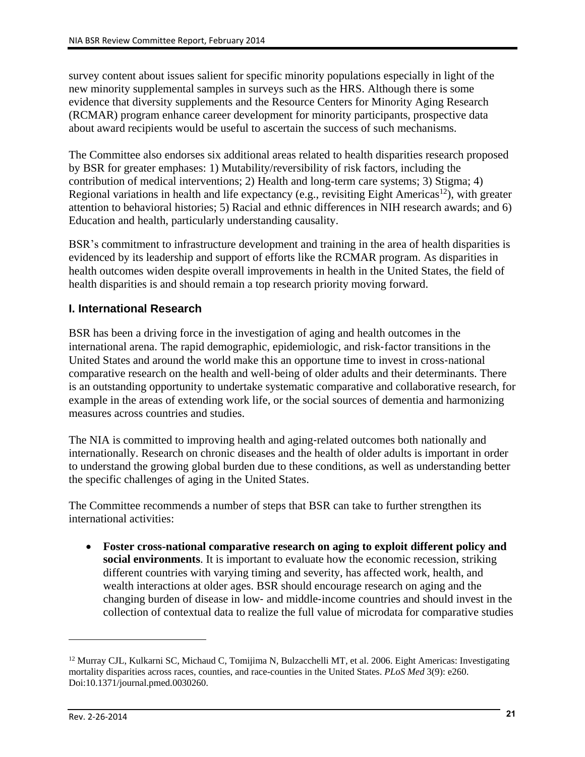survey content about issues salient for specific minority populations especially in light of the new minority supplemental samples in surveys such as the HRS. Although there is some evidence that diversity supplements and the Resource Centers for Minority Aging Research (RCMAR) program enhance career development for minority participants, prospective data about award recipients would be useful to ascertain the success of such mechanisms.

The Committee also endorses six additional areas related to health disparities research proposed by BSR for greater emphases: 1) Mutability/reversibility of risk factors, including the contribution of medical interventions; 2) Health and long-term care systems; 3) Stigma; 4) Regional variations in health and life expectancy (e.g., revisiting Eight Americas[12]), with greater attention to behavioral histories; 5) Racial and ethnic differences in NIH research awards; and 6) Education and health, particularly understanding causality.

BSR's commitment to infrastructure development and training in the area of health disparities is evidenced by its leadership and support of efforts like the RCMAR program. As disparities in health outcomes widen despite overall improvements in health in the United States, the field of health disparities is and should remain a top research priority moving forward.

### I. International Research

BSR has been a driving force in the investigation of aging and health outcomes in the international arena. The rapid demographic, epidemiologic, and risk-factor transitions in the United States and around the world make this an opportune time to invest in cross-national comparative research on the health and well-being of older adults and their determinants. There is an outstanding opportunity to undertake systematic comparative and collaborative research, for example in the areas of extending work life, or the social sources of dementia and harmonizing measures across countries and studies.

The NIA is committed to improving health and aging-related outcomes both nationally and internationally. Research on chronic diseases and the health of older adults is important in order to understand the growing global burden due to these conditions, as well as understanding better the specific challenges of aging in the United States.

The Committee recommends a number of steps that BSR can take to further strengthen its international activities:

- **Foster cross-national comparative research on aging to exploit different policy and social environments**. It is important to evaluate how the economic recession, striking different countries with varying timing and severity, has affected work, health, and wealth interactions at older ages. BSR should encourage research on aging and the changing burden of disease in low- and middle-income countries and should invest in the collection of contextual data to realize the full value of microdata for comparative studies

[12] Murray CJL, Kulkarni SC, Michaud C, Tomijima N, Bulzacchelli MT, et al. 2006. Eight Americas: Investigating mortality disparities across races, counties, and race-counties in the United States. *PLoS Med* 3(9): e260. Doi:10.1371/journal.pmed.0030260.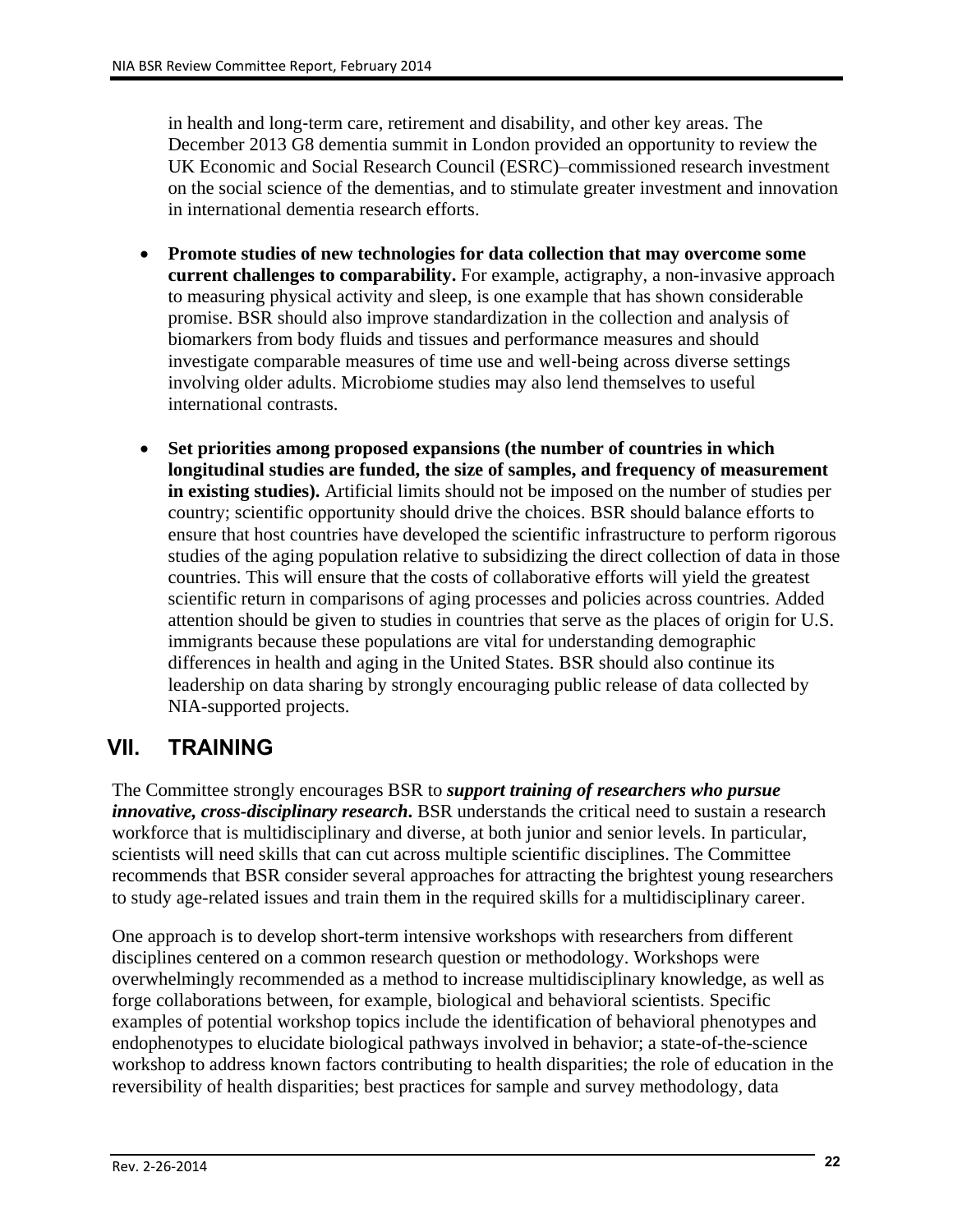in health and long-term care, retirement and disability, and other key areas. The December 2013 G8 dementia summit in London provided an opportunity to review the UK Economic and Social Research Council (ESRC)–commissioned research investment on the social science of the dementias, and to stimulate greater investment and innovation in international dementia research efforts.

- **Promote studies of new technologies for data collection that may overcome some current challenges to comparability.** For example, actigraphy, a non-invasive approach to measuring physical activity and sleep, is one example that has shown considerable promise. BSR should also improve standardization in the collection and analysis of biomarkers from body fluids and tissues and performance measures and should investigate comparable measures of time use and well-being across diverse settings involving older adults. Microbiome studies may also lend themselves to useful international contrasts.

- **Set priorities among proposed expansions (the number of countries in which longitudinal studies are funded, the size of samples, and frequency of measurement in existing studies).** Artificial limits should not be imposed on the number of studies per country; scientific opportunity should drive the choices. BSR should balance efforts to ensure that host countries have developed the scientific infrastructure to perform rigorous studies of the aging population relative to subsidizing the direct collection of data in those countries. This will ensure that the costs of collaborative efforts will yield the greatest scientific return in comparisons of aging processes and policies across countries. Added attention should be given to studies in countries that serve as the places of origin for U.S. immigrants because these populations are vital for understanding demographic differences in health and aging in the United States. BSR should also continue its leadership on data sharing by strongly encouraging public release of data collected by NIA-supported projects.

## VII. TRAINING

The Committee strongly encourages BSR to ***support training of researchers who pursue innovative, cross-disciplinary research***. BSR understands the critical need to sustain a research workforce that is multidisciplinary and diverse, at both junior and senior levels. In particular, scientists will need skills that can cut across multiple scientific disciplines. The Committee recommends that BSR consider several approaches for attracting the brightest young researchers to study age-related issues and train them in the required skills for a multidisciplinary career.

One approach is to develop short-term intensive workshops with researchers from different disciplines centered on a common research question or methodology. Workshops were overwhelmingly recommended as a method to increase multidisciplinary knowledge, as well as forge collaborations between, for example, biological and behavioral scientists. Specific examples of potential workshop topics include the identification of behavioral phenotypes and endophenotypes to elucidate biological pathways involved in behavior; a state-of-the-science workshop to address known factors contributing to health disparities; the role of education in the reversibility of health disparities; best practices for sample and survey methodology, data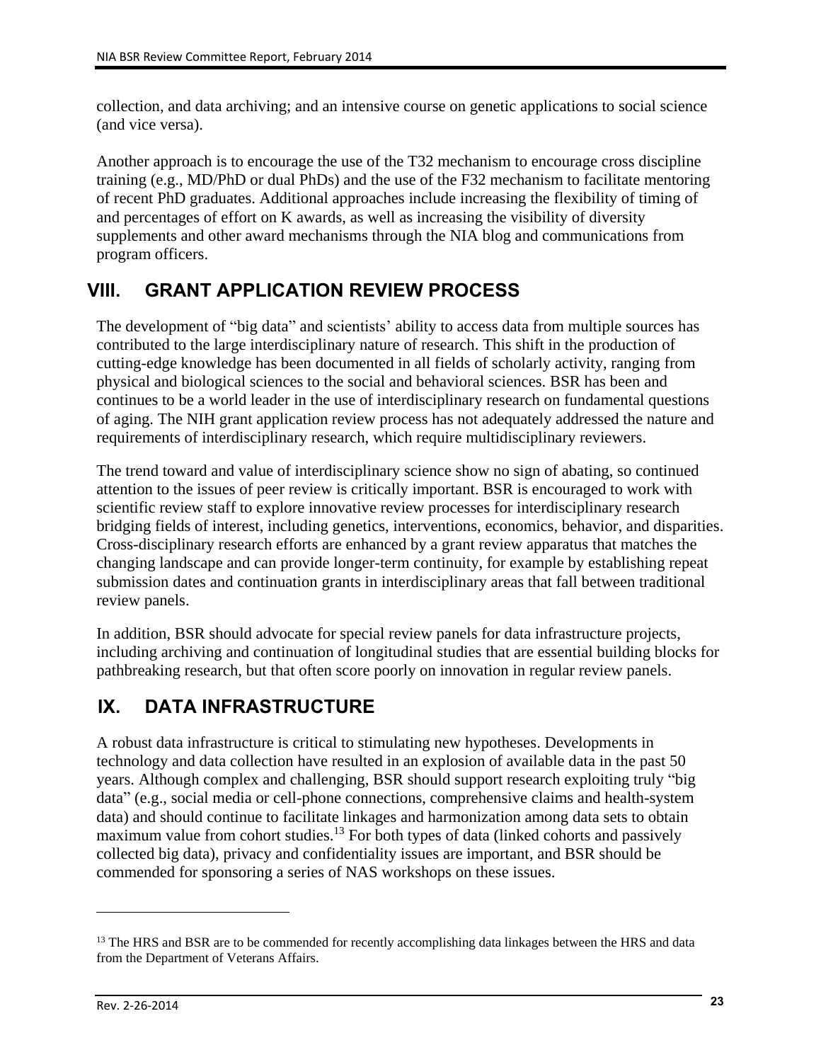collection, and data archiving; and an intensive course on genetic applications to social science (and vice versa).

Another approach is to encourage the use of the T32 mechanism to encourage cross discipline training (e.g., MD/PhD or dual PhDs) and the use of the F32 mechanism to facilitate mentoring of recent PhD graduates. Additional approaches include increasing the flexibility of timing of and percentages of effort on K awards, as well as increasing the visibility of diversity supplements and other award mechanisms through the NIA blog and communications from program officers.

# VIII. GRANT APPLICATION REVIEW PROCESS

The development of "big data" and scientists' ability to access data from multiple sources has contributed to the large interdisciplinary nature of research. This shift in the production of cutting-edge knowledge has been documented in all fields of scholarly activity, ranging from physical and biological sciences to the social and behavioral sciences. BSR has been and continues to be a world leader in the use of interdisciplinary research on fundamental questions of aging. The NIH grant application review process has not adequately addressed the nature and requirements of interdisciplinary research, which require multidisciplinary reviewers.

The trend toward and value of interdisciplinary science show no sign of abating, so continued attention to the issues of peer review is critically important. BSR is encouraged to work with scientific review staff to explore innovative review processes for interdisciplinary research bridging fields of interest, including genetics, interventions, economics, behavior, and disparities. Cross-disciplinary research efforts are enhanced by a grant review apparatus that matches the changing landscape and can provide longer-term continuity, for example by establishing repeat submission dates and continuation grants in interdisciplinary areas that fall between traditional review panels.

In addition, BSR should advocate for special review panels for data infrastructure projects, including archiving and continuation of longitudinal studies that are essential building blocks for pathbreaking research, but that often score poorly on innovation in regular review panels.

# IX. DATA INFRASTRUCTURE

A robust data infrastructure is critical to stimulating new hypotheses. Developments in technology and data collection have resulted in an explosion of available data in the past 50 years. Although complex and challenging, BSR should support research exploiting truly "big data" (e.g., social media or cell-phone connections, comprehensive claims and health-system data) and should continue to facilitate linkages and harmonization among data sets to obtain maximum value from cohort studies.[13] For both types of data (linked cohorts and passively collected big data), privacy and confidentiality issues are important, and BSR should be commended for sponsoring a series of NAS workshops on these issues.

[13] The HRS and BSR are to be commended for recently accomplishing data linkages between the HRS and data from the Department of Veterans Affairs.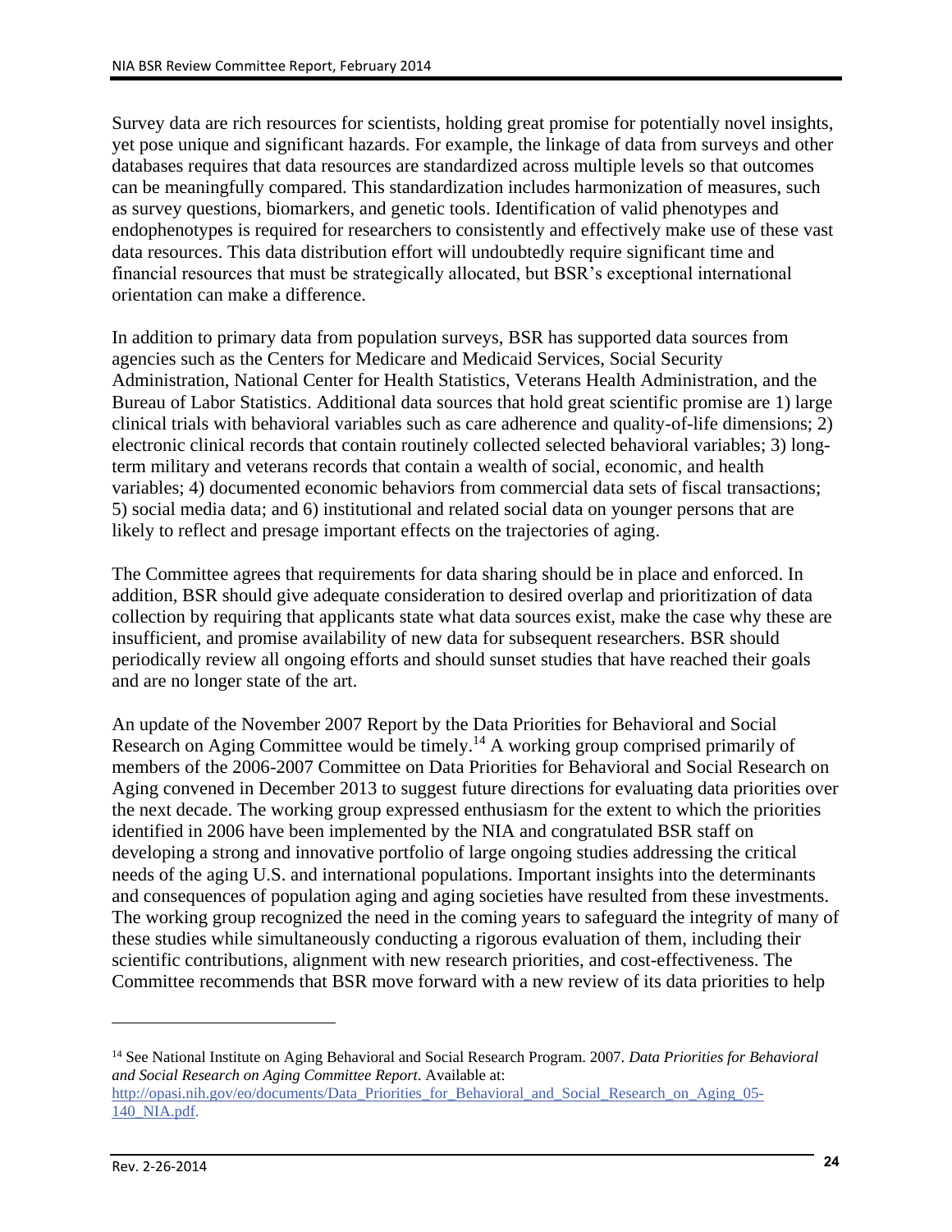Survey data are rich resources for scientists, holding great promise for potentially novel insights, yet pose unique and significant hazards. For example, the linkage of data from surveys and other databases requires that data resources are standardized across multiple levels so that outcomes can be meaningfully compared. This standardization includes harmonization of measures, such as survey questions, biomarkers, and genetic tools. Identification of valid phenotypes and endophenotypes is required for researchers to consistently and effectively make use of these vast data resources. This data distribution effort will undoubtedly require significant time and financial resources that must be strategically allocated, but BSR's exceptional international orientation can make a difference.

In addition to primary data from population surveys, BSR has supported data sources from agencies such as the Centers for Medicare and Medicaid Services, Social Security Administration, National Center for Health Statistics, Veterans Health Administration, and the Bureau of Labor Statistics. Additional data sources that hold great scientific promise are 1) large clinical trials with behavioral variables such as care adherence and quality-of-life dimensions; 2) electronic clinical records that contain routinely collected selected behavioral variables; 3) long-term military and veterans records that contain a wealth of social, economic, and health variables; 4) documented economic behaviors from commercial data sets of fiscal transactions; 5) social media data; and 6) institutional and related social data on younger persons that are likely to reflect and presage important effects on the trajectories of aging.

The Committee agrees that requirements for data sharing should be in place and enforced. In addition, BSR should give adequate consideration to desired overlap and prioritization of data collection by requiring that applicants state what data sources exist, make the case why these are insufficient, and promise availability of new data for subsequent researchers. BSR should periodically review all ongoing efforts and should sunset studies that have reached their goals and are no longer state of the art.

An update of the November 2007 Report by the Data Priorities for Behavioral and Social Research on Aging Committee would be timely.[14] A working group comprised primarily of members of the 2006-2007 Committee on Data Priorities for Behavioral and Social Research on Aging convened in December 2013 to suggest future directions for evaluating data priorities over the next decade. The working group expressed enthusiasm for the extent to which the priorities identified in 2006 have been implemented by the NIA and congratulated BSR staff on developing a strong and innovative portfolio of large ongoing studies addressing the critical needs of the aging U.S. and international populations. Important insights into the determinants and consequences of population aging and aging societies have resulted from these investments. The working group recognized the need in the coming years to safeguard the integrity of many of these studies while simultaneously conducting a rigorous evaluation of them, including their scientific contributions, alignment with new research priorities, and cost-effectiveness. The Committee recommends that BSR move forward with a new review of its data priorities to help

---

[14] See National Institute on Aging Behavioral and Social Research Program. 2007. *Data Priorities for Behavioral and Social Research on Aging Committee Report.* Available at: http://opasi.nih.gov/eo/documents/Data_Priorities_for_Behavioral_and_Social_Research_on_Aging_05-140_NIA.pdf.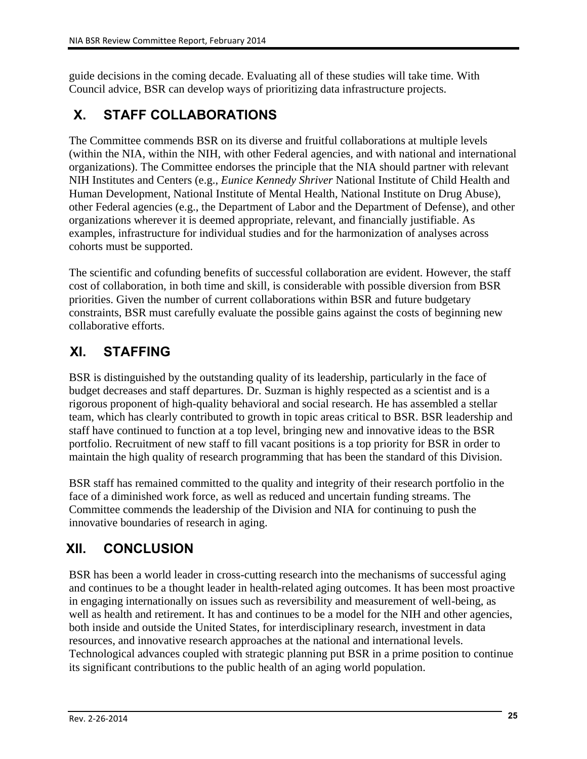guide decisions in the coming decade. Evaluating all of these studies will take time. With Council advice, BSR can develop ways of prioritizing data infrastructure projects.

## X. STAFF COLLABORATIONS

The Committee commends BSR on its diverse and fruitful collaborations at multiple levels (within the NIA, within the NIH, with other Federal agencies, and with national and international organizations). The Committee endorses the principle that the NIA should partner with relevant NIH Institutes and Centers (e.g., *Eunice Kennedy Shriver* National Institute of Child Health and Human Development, National Institute of Mental Health, National Institute on Drug Abuse), other Federal agencies (e.g., the Department of Labor and the Department of Defense), and other organizations wherever it is deemed appropriate, relevant, and financially justifiable. As examples, infrastructure for individual studies and for the harmonization of analyses across cohorts must be supported.

The scientific and cofunding benefits of successful collaboration are evident. However, the staff cost of collaboration, in both time and skill, is considerable with possible diversion from BSR priorities. Given the number of current collaborations within BSR and future budgetary constraints, BSR must carefully evaluate the possible gains against the costs of beginning new collaborative efforts.

## XI. STAFFING

BSR is distinguished by the outstanding quality of its leadership, particularly in the face of budget decreases and staff departures. Dr. Suzman is highly respected as a scientist and is a rigorous proponent of high-quality behavioral and social research. He has assembled a stellar team, which has clearly contributed to growth in topic areas critical to BSR. BSR leadership and staff have continued to function at a top level, bringing new and innovative ideas to the BSR portfolio. Recruitment of new staff to fill vacant positions is a top priority for BSR in order to maintain the high quality of research programming that has been the standard of this Division.

BSR staff has remained committed to the quality and integrity of their research portfolio in the face of a diminished work force, as well as reduced and uncertain funding streams. The Committee commends the leadership of the Division and NIA for continuing to push the innovative boundaries of research in aging.

## XII. CONCLUSION

BSR has been a world leader in cross-cutting research into the mechanisms of successful aging and continues to be a thought leader in health-related aging outcomes. It has been most proactive in engaging internationally on issues such as reversibility and measurement of well-being, as well as health and retirement. It has and continues to be a model for the NIH and other agencies, both inside and outside the United States, for interdisciplinary research, investment in data resources, and innovative research approaches at the national and international levels. Technological advances coupled with strategic planning put BSR in a prime position to continue its significant contributions to the public health of an aging world population.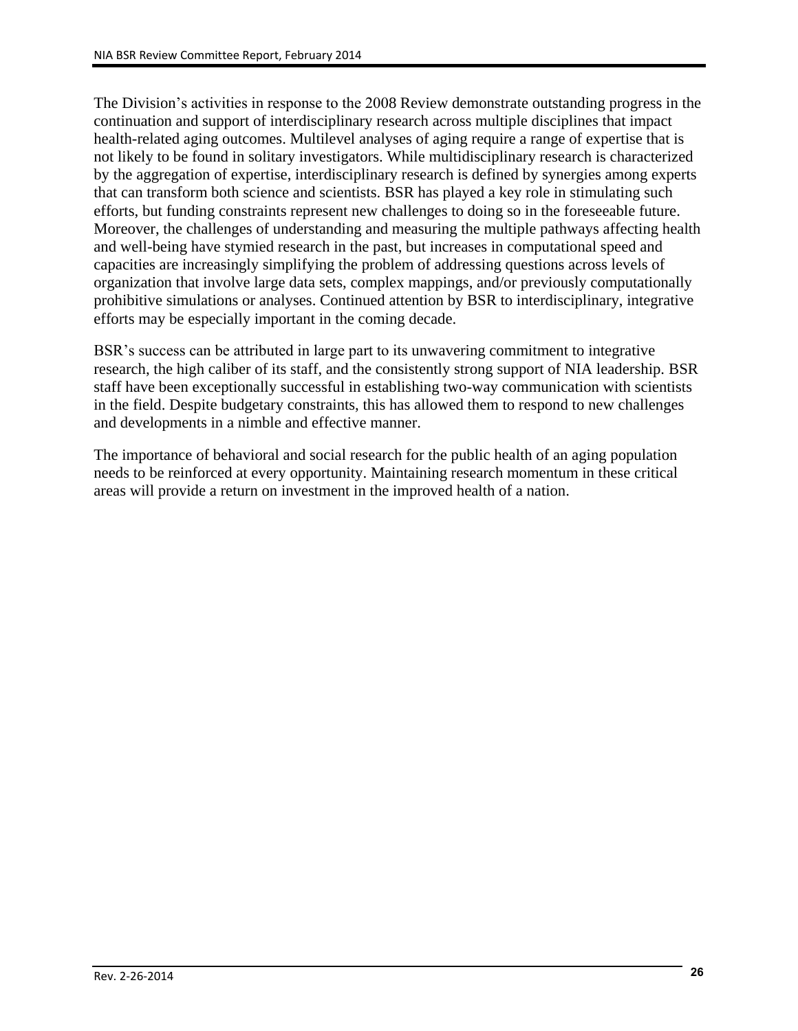The Division's activities in response to the 2008 Review demonstrate outstanding progress in the continuation and support of interdisciplinary research across multiple disciplines that impact health-related aging outcomes. Multilevel analyses of aging require a range of expertise that is not likely to be found in solitary investigators. While multidisciplinary research is characterized by the aggregation of expertise, interdisciplinary research is defined by synergies among experts that can transform both science and scientists. BSR has played a key role in stimulating such efforts, but funding constraints represent new challenges to doing so in the foreseeable future. Moreover, the challenges of understanding and measuring the multiple pathways affecting health and well-being have stymied research in the past, but increases in computational speed and capacities are increasingly simplifying the problem of addressing questions across levels of organization that involve large data sets, complex mappings, and/or previously computationally prohibitive simulations or analyses. Continued attention by BSR to interdisciplinary, integrative efforts may be especially important in the coming decade.

BSR's success can be attributed in large part to its unwavering commitment to integrative research, the high caliber of its staff, and the consistently strong support of NIA leadership. BSR staff have been exceptionally successful in establishing two-way communication with scientists in the field. Despite budgetary constraints, this has allowed them to respond to new challenges and developments in a nimble and effective manner.

The importance of behavioral and social research for the public health of an aging population needs to be reinforced at every opportunity. Maintaining research momentum in these critical areas will provide a return on investment in the improved health of a nation.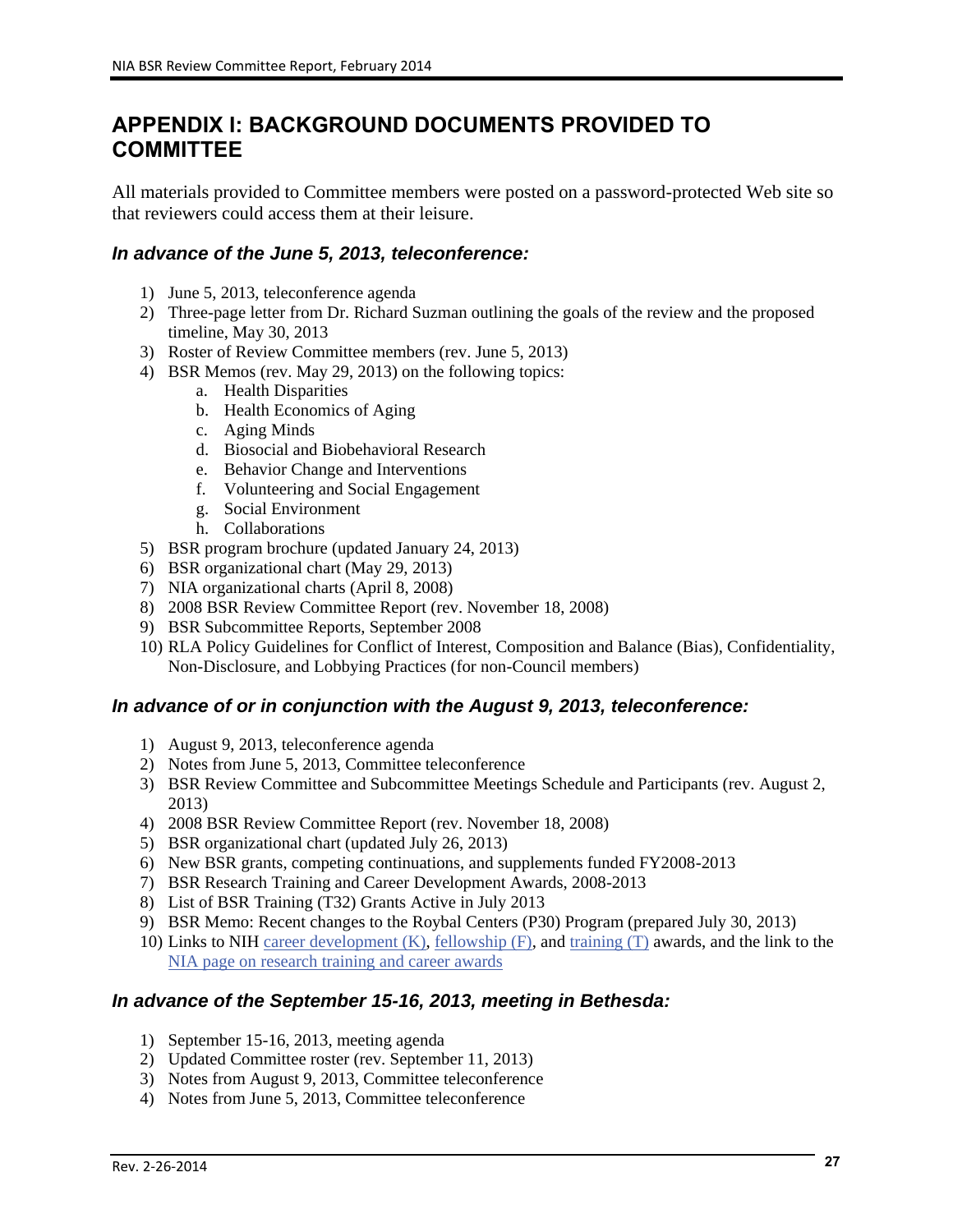# APPENDIX I: BACKGROUND DOCUMENTS PROVIDED TO COMMITTEE

All materials provided to Committee members were posted on a password-protected Web site so that reviewers could access them at their leisure.

### *In advance of the June 5, 2013, teleconference:*

1) June 5, 2013, teleconference agenda
2) Three-page letter from Dr. Richard Suzman outlining the goals of the review and the proposed timeline, May 30, 2013
3) Roster of Review Committee members (rev. June 5, 2013)
4) BSR Memos (rev. May 29, 2013) on the following topics:
    a. Health Disparities
    b. Health Economics of Aging
    c. Aging Minds
    d. Biosocial and Biobehavioral Research
    e. Behavior Change and Interventions
    f. Volunteering and Social Engagement
    g. Social Environment
    h. Collaborations
5) BSR program brochure (updated January 24, 2013)
6) BSR organizational chart (May 29, 2013)
7) NIA organizational charts (April 8, 2008)
8) 2008 BSR Review Committee Report (rev. November 18, 2008)
9) BSR Subcommittee Reports, September 2008
10) RLA Policy Guidelines for Conflict of Interest, Composition and Balance (Bias), Confidentiality, Non-Disclosure, and Lobbying Practices (for non-Council members)

### *In advance of or in conjunction with the August 9, 2013, teleconference:*

1) August 9, 2013, teleconference agenda
2) Notes from June 5, 2013, Committee teleconference
3) BSR Review Committee and Subcommittee Meetings Schedule and Participants (rev. August 2, 2013)
4) 2008 BSR Review Committee Report (rev. November 18, 2008)
5) BSR organizational chart (updated July 26, 2013)
6) New BSR grants, competing continuations, and supplements funded FY2008-2013
7) BSR Research Training and Career Development Awards, 2008-2013
8) List of BSR Training (T32) Grants Active in July 2013
9) BSR Memo: Recent changes to the Roybal Centers (P30) Program (prepared July 30, 2013)
10) Links to NIH career development (K), fellowship (F), and training (T) awards, and the link to the NIA page on research training and career awards

### *In advance of the September 15-16, 2013, meeting in Bethesda:*

1) September 15-16, 2013, meeting agenda
2) Updated Committee roster (rev. September 11, 2013)
3) Notes from August 9, 2013, Committee teleconference
4) Notes from June 5, 2013, Committee teleconference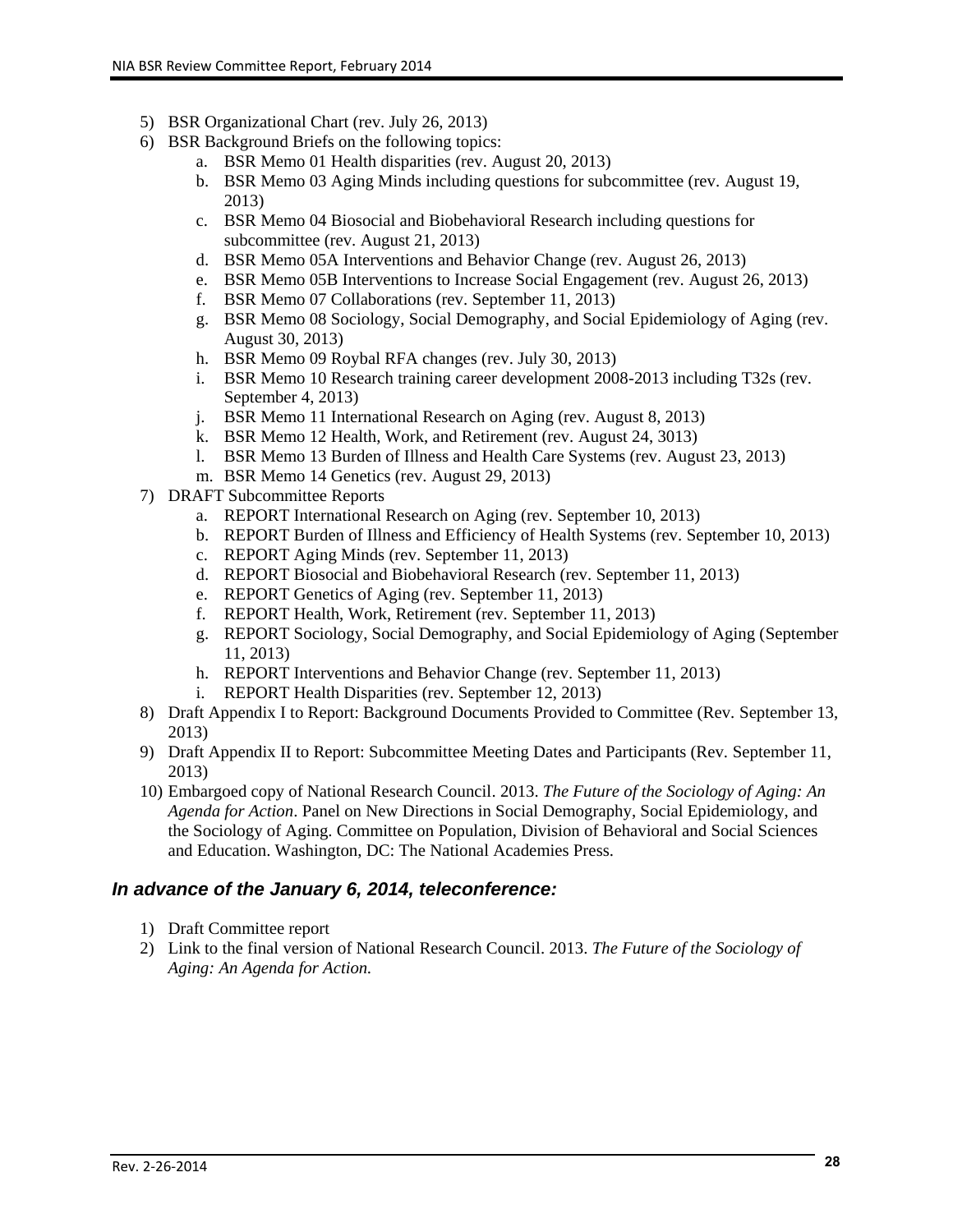5) BSR Organizational Chart (rev. July 26, 2013)
6) BSR Background Briefs on the following topics:
   a. BSR Memo 01 Health disparities (rev. August 20, 2013)
   b. BSR Memo 03 Aging Minds including questions for subcommittee (rev. August 19, 2013)
   c. BSR Memo 04 Biosocial and Biobehavioral Research including questions for subcommittee (rev. August 21, 2013)
   d. BSR Memo 05A Interventions and Behavior Change (rev. August 26, 2013)
   e. BSR Memo 05B Interventions to Increase Social Engagement (rev. August 26, 2013)
   f. BSR Memo 07 Collaborations (rev. September 11, 2013)
   g. BSR Memo 08 Sociology, Social Demography, and Social Epidemiology of Aging (rev. August 30, 2013)
   h. BSR Memo 09 Roybal RFA changes (rev. July 30, 2013)
   i. BSR Memo 10 Research training career development 2008-2013 including T32s (rev. September 4, 2013)
   j. BSR Memo 11 International Research on Aging (rev. August 8, 2013)
   k. BSR Memo 12 Health, Work, and Retirement (rev. August 24, 3013)
   l. BSR Memo 13 Burden of Illness and Health Care Systems (rev. August 23, 2013)
   m. BSR Memo 14 Genetics (rev. August 29, 2013)
7) DRAFT Subcommittee Reports
   a. REPORT International Research on Aging (rev. September 10, 2013)
   b. REPORT Burden of Illness and Efficiency of Health Systems (rev. September 10, 2013)
   c. REPORT Aging Minds (rev. September 11, 2013)
   d. REPORT Biosocial and Biobehavioral Research (rev. September 11, 2013)
   e. REPORT Genetics of Aging (rev. September 11, 2013)
   f. REPORT Health, Work, Retirement (rev. September 11, 2013)
   g. REPORT Sociology, Social Demography, and Social Epidemiology of Aging (September 11, 2013)
   h. REPORT Interventions and Behavior Change (rev. September 11, 2013)
   i. REPORT Health Disparities (rev. September 12, 2013)
8) Draft Appendix I to Report: Background Documents Provided to Committee (Rev. September 13, 2013)
9) Draft Appendix II to Report: Subcommittee Meeting Dates and Participants (Rev. September 11, 2013)
10) Embargoed copy of National Research Council. 2013. *The Future of the Sociology of Aging: An Agenda for Action*. Panel on New Directions in Social Demography, Social Epidemiology, and the Sociology of Aging. Committee on Population, Division of Behavioral and Social Sciences and Education. Washington, DC: The National Academies Press.

### *In advance of the January 6, 2014, teleconference:*

1) Draft Committee report
2) Link to the final version of National Research Council. 2013. *The Future of the Sociology of Aging: An Agenda for Action.*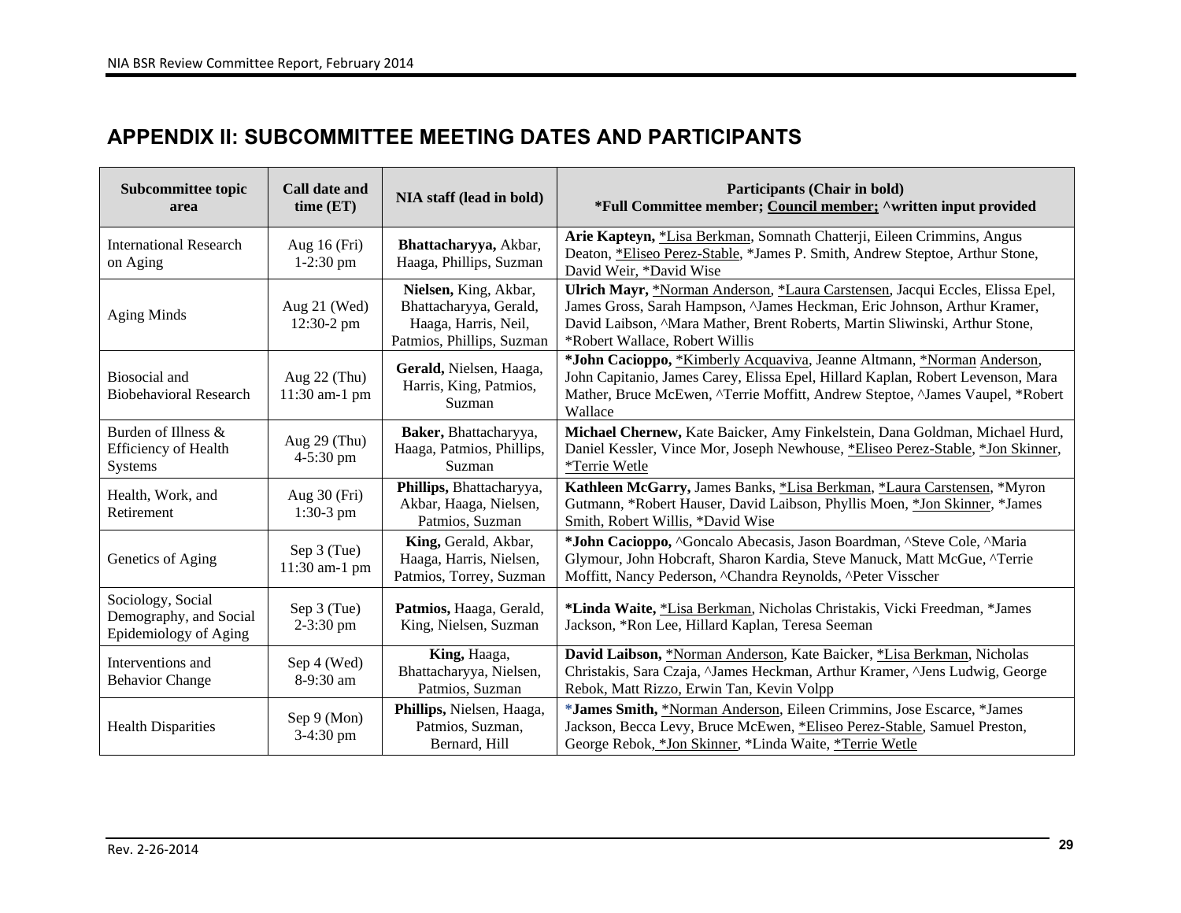## APPENDIX II: SUBCOMMITTEE MEETING DATES AND PARTICIPANTS

| Subcommittee topic area | Call date and time (ET) | NIA staff (lead in bold) | Participants (Chair in bold)<br>*Full Committee member; <u>Council member;</u> ^written input provided |
|---|---|---|---|
| International Research on Aging | Aug 16 (Fri)<br>1-2:30 pm | **Bhattacharyya,** Akbar, Haaga, Phillips, Suzman | **Arie Kapteyn,** <u>*Lisa Berkman</u>, Somnath Chatterji, Eileen Crimmins, Angus Deaton, <u>*Eliseo Perez-Stable</u>, *James P. Smith, Andrew Steptoe, Arthur Stone, David Weir, *David Wise |
| Aging Minds | Aug 21 (Wed)<br>12:30-2 pm | **Nielsen,** King, Akbar, Bhattacharyya, Gerald, Haaga, Harris, Neil, Patmios, Phillips, Suzman | **Ulrich Mayr,** <u>*Norman Anderson</u>, <u>*Laura Carstensen</u>, Jacqui Eccles, Elissa Epel, James Gross, Sarah Hampson, ^James Heckman, Eric Johnson, Arthur Kramer, David Laibson, ^Mara Mather, Brent Roberts, Martin Sliwinski, Arthur Stone, *Robert Wallace, Robert Willis |
| Biosocial and Biobehavioral Research | Aug 22 (Thu)<br>11:30 am-1 pm | **Gerald,** Nielsen, Haaga, Harris, King, Patmios, Suzman | ***John Cacioppo,** <u>*Kimberly Acquaviva</u>, Jeanne Altmann, <u>*Norman Anderson</u>, John Capitanio, James Carey, Elissa Epel, Hillard Kaplan, Robert Levenson, Mara Mather, Bruce McEwen, ^Terrie Moffitt, Andrew Steptoe, ^James Vaupel, *Robert Wallace |
| Burden of Illness & Efficiency of Health Systems | Aug 29 (Thu)<br>4-5:30 pm | **Baker,** Bhattacharyya, Haaga, Patmios, Phillips, Suzman | **Michael Chernew,** Kate Baicker, Amy Finkelstein, Dana Goldman, Michael Hurd, Daniel Kessler, Vince Mor, Joseph Newhouse, <u>*Eliseo Perez-Stable</u>, <u>*Jon Skinner</u>, <u>*Terrie Wetle</u> |
| Health, Work, and Retirement | Aug 30 (Fri)<br>1:30-3 pm | **Phillips,** Bhattacharyya, Akbar, Haaga, Nielsen, Patmios, Suzman | **Kathleen McGarry,** James Banks, <u>*Lisa Berkman</u>, <u>*Laura Carstensen</u>, *Myron Gutmann, *Robert Hauser, David Laibson, Phyllis Moen, <u>*Jon Skinner</u>, *James Smith, Robert Willis, *David Wise |
| Genetics of Aging | Sep 3 (Tue)<br>11:30 am-1 pm | **King,** Gerald, Akbar, Haaga, Harris, Nielsen, Patmios, Torrey, Suzman | ***John Cacioppo,** ^Goncalo Abecasis, Jason Boardman, ^Steve Cole, ^Maria Glymour, John Hobcraft, Sharon Kardia, Steve Manuck, Matt McGue, ^Terrie Moffitt, Nancy Pederson, ^Chandra Reynolds, ^Peter Visscher |
| Sociology, Social Demography, and Social Epidemiology of Aging | Sep 3 (Tue)<br>2-3:30 pm | **Patmios,** Haaga, Gerald, King, Nielsen, Suzman | ***Linda Waite,** <u>*Lisa Berkman</u>, Nicholas Christakis, Vicki Freedman, *James Jackson, *Ron Lee, Hillard Kaplan, Teresa Seeman |
| Interventions and Behavior Change | Sep 4 (Wed)<br>8-9:30 am | **King,** Haaga, Bhattacharyya, Nielsen, Patmios, Suzman | **David Laibson,** <u>*Norman Anderson</u>, Kate Baicker, <u>*Lisa Berkman</u>, Nicholas Christakis, Sara Czaja, ^James Heckman, Arthur Kramer, ^Jens Ludwig, George Rebok, Matt Rizzo, Erwin Tan, Kevin Volpp |
| Health Disparities | Sep 9 (Mon)<br>3-4:30 pm | **Phillips,** Nielsen, Haaga, Patmios, Suzman, Bernard, Hill | ***James Smith,** <u>*Norman Anderson</u>, Eileen Crimmins, Jose Escarce, *James Jackson, Becca Levy, Bruce McEwen, <u>*Eliseo Perez-Stable</u>, Samuel Preston, George Rebok, <u>*Jon Skinner</u>, *Linda Waite, <u>*Terrie Wetle</u> |